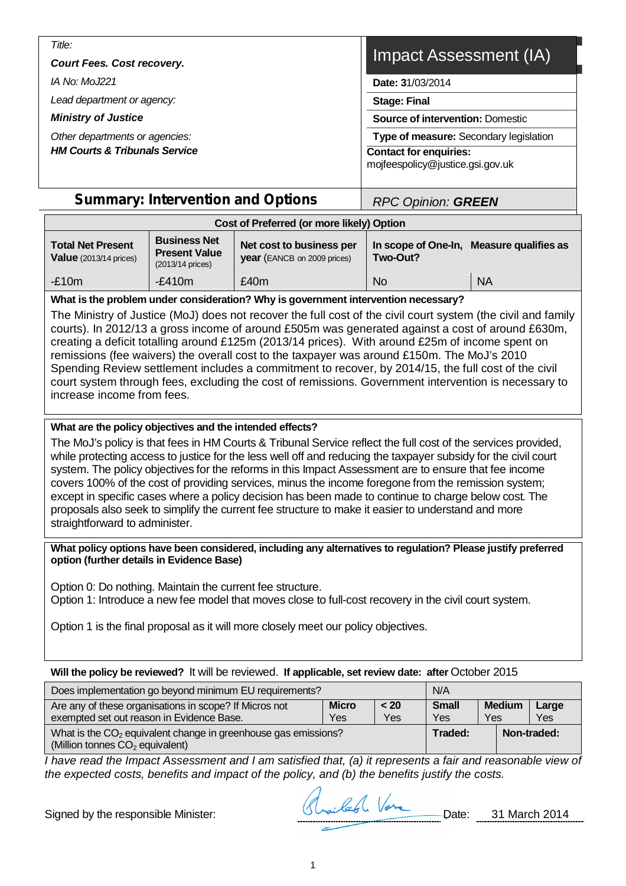*Title:*

***Court Fees. Cost recovery.***

*IA No: MoJ221*

*Lead department or agency:*

***Ministry of Justice***

*Other departments or agencies:*

***HM Courts & Tribunals Service***

# Impact Assessment (IA)

**Date:** 31/03/2014

**Stage:** Final

**Source of intervention:** Domestic

**Type of measure:** Secondary legislation

**Contact for enquiries:**
mojfeespolicy@justice.gsi.gov.uk

## Summary: Intervention and Options

*RPC Opinion:* ***GREEN***

| Cost of Preferred (or more likely) Option | | | | |
|---|---|---|---|---|
| **Total Net Present Value** (2013/14 prices) | **Business Net Present Value** (2013/14 prices) | **Net cost to business per year** (EANCB on 2009 prices) | **In scope of One-In, Two-Out?** | **Measure qualifies as** |
| -£10m | -£410m | £40m | No | NA |

**What is the problem under consideration? Why is government intervention necessary?**

The Ministry of Justice (MoJ) does not recover the full cost of the civil court system (the civil and family courts). In 2012/13 a gross income of around £505m was generated against a cost of around £630m, creating a deficit totalling around £125m (2013/14 prices). With around £25m of income spent on remissions (fee waivers) the overall cost to the taxpayer was around £150m. The MoJ's 2010 Spending Review settlement includes a commitment to recover, by 2014/15, the full cost of the civil court system through fees, excluding the cost of remissions. Government intervention is necessary to increase income from fees.

**What are the policy objectives and the intended effects?**

The MoJ's policy is that fees in HM Courts & Tribunal Service reflect the full cost of the services provided, while protecting access to justice for the less well off and reducing the taxpayer subsidy for the civil court system. The policy objectives for the reforms in this Impact Assessment are to ensure that fee income covers 100% of the cost of providing services, minus the income foregone from the remission system; except in specific cases where a policy decision has been made to continue to charge below cost. The proposals also seek to simplify the current fee structure to make it easier to understand and more straightforward to administer.

**What policy options have been considered, including any alternatives to regulation? Please justify preferred option (further details in Evidence Base)**

Option 0: Do nothing. Maintain the current fee structure.
Option 1: Introduce a new fee model that moves close to full-cost recovery in the civil court system.

Option 1 is the final proposal as it will more closely meet our policy objectives.

**Will the policy be reviewed?** It will be reviewed. **If applicable, set review date: after** October 2015

| Does implementation go beyond minimum EU requirements? | | | N/A | | |
|---|---|---|---|---|---|
| Are any of these organisations in scope? If Micros not exempted set out reason in Evidence Base. | **Micro** Yes | **< 20** Yes | **Small** Yes | **Medium** Yes | **Large** Yes |
| What is the $CO_2$ equivalent change in greenhouse gas emissions? (Million tonnes $CO_2$ equivalent) | | | **Traded:** | **Non-traded:** | |

*I have read the Impact Assessment and I am satisfied that, (a) it represents a fair and reasonable view of the expected costs, benefits and impact of the policy, and (b) the benefits justify the costs.*

Signed by the responsible Minister: [signature] Date: 31 March 2014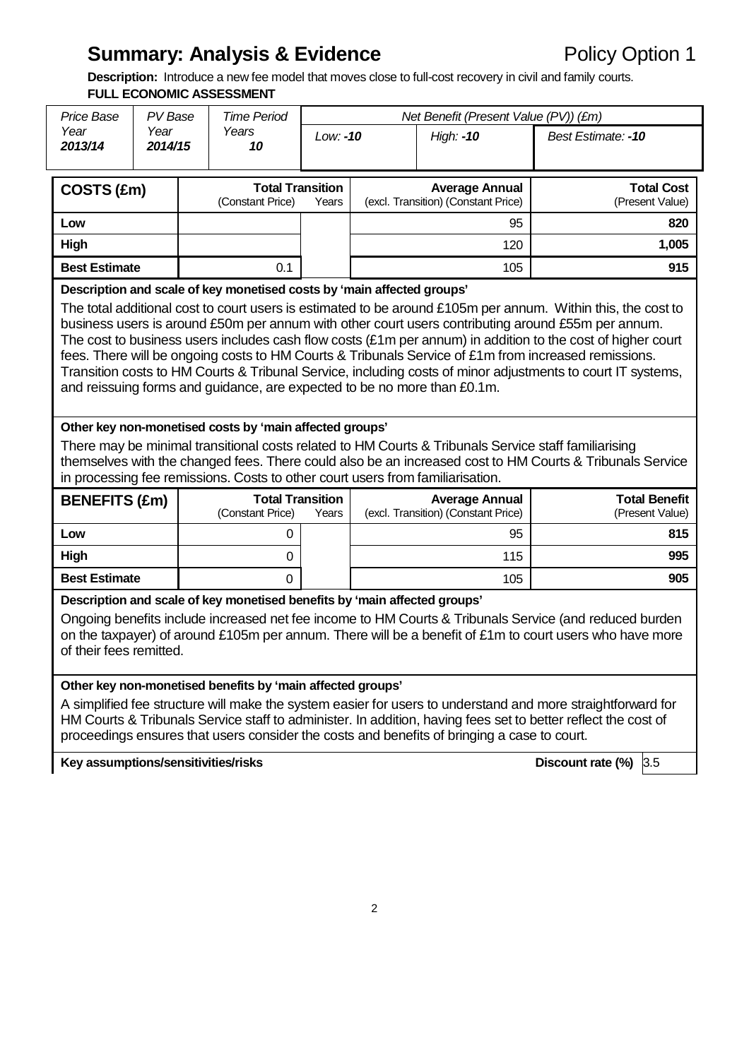# Summary: Analysis & Evidence

Policy Option 1

**Description:** Introduce a new fee model that moves close to full-cost recovery in civil and family courts.

**FULL ECONOMIC ASSESSMENT**

| *Price Base Year* | *PV Base Year* | *Time Period Years* | *Net Benefit (Present Value (PV)) (£m)* | | |
|---|---|---|---|---|---|
| ***2013/14*** | ***2014/15*** | ***10*** | *Low:* ***-10*** | *High:* ***-10*** | *Best Estimate:* ***-10*** |

| **COSTS (£m)** | **Total Transition** (Constant Price) | **Years** | **Average Annual** (excl. Transition) (Constant Price) | **Total Cost** (Present Value) |
|---|---|---|---|---|
| **Low** | | | 95 | **820** |
| **High** | | | 120 | **1,005** |
| **Best Estimate** | 0.1 | | 105 | **915** |

**Description and scale of key monetised costs by 'main affected groups'**

The total additional cost to court users is estimated to be around £105m per annum. Within this, the cost to business users is around £50m per annum with other court users contributing around £55m per annum. The cost to business users includes cash flow costs (£1m per annum) in addition to the cost of higher court fees. There will be ongoing costs to HM Courts & Tribunals Service of £1m from increased remissions. Transition costs to HM Courts & Tribunal Service, including costs of minor adjustments to court IT systems, and reissuing forms and guidance, are expected to be no more than £0.1m.

**Other key non-monetised costs by 'main affected groups'**

There may be minimal transitional costs related to HM Courts & Tribunals Service staff familiarising themselves with the changed fees. There could also be an increased cost to HM Courts & Tribunals Service in processing fee remissions. Costs to other court users from familiarisation.

| **BENEFITS (£m)** | **Total Transition** (Constant Price) | **Years** | **Average Annual** (excl. Transition) (Constant Price) | **Total Benefit** (Present Value) |
|---|---|---|---|---|
| **Low** | 0 | | 95 | **815** |
| **High** | 0 | | 115 | **995** |
| **Best Estimate** | 0 | | 105 | **905** |

**Description and scale of key monetised benefits by 'main affected groups'**

Ongoing benefits include increased net fee income to HM Courts & Tribunals Service (and reduced burden on the taxpayer) of around £105m per annum. There will be a benefit of £1m to court users who have more of their fees remitted.

**Other key non-monetised benefits by 'main affected groups'**

A simplified fee structure will make the system easier for users to understand and more straightforward for HM Courts & Tribunals Service staff to administer. In addition, having fees set to better reflect the cost of proceedings ensures that users consider the costs and benefits of bringing a case to court.

**Key assumptions/sensitivities/risks** | **Discount rate (%)** 3.5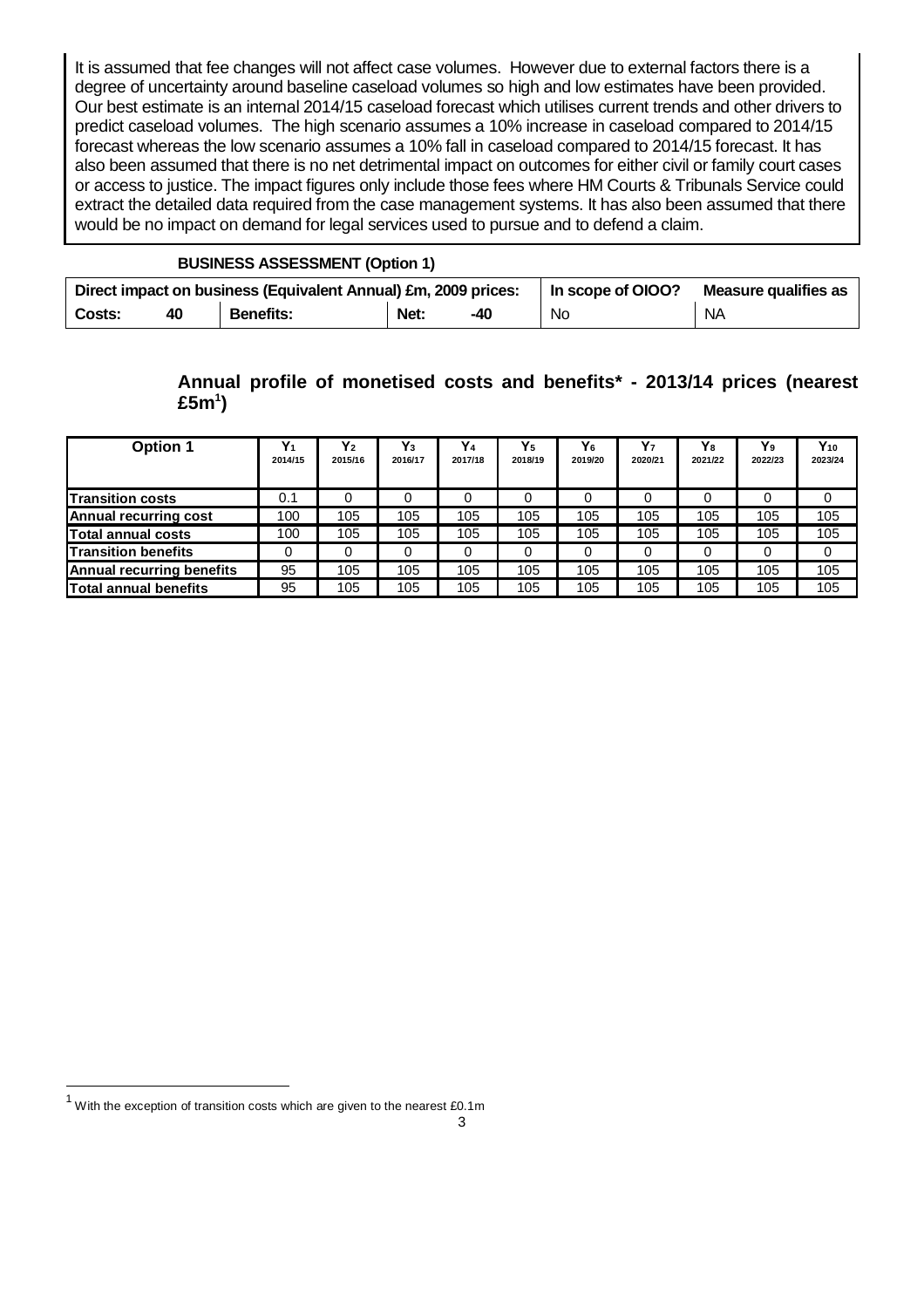It is assumed that fee changes will not affect case volumes. However due to external factors there is a degree of uncertainty around baseline caseload volumes so high and low estimates have been provided. Our best estimate is an internal 2014/15 caseload forecast which utilises current trends and other drivers to predict caseload volumes. The high scenario assumes a 10% increase in caseload compared to 2014/15 forecast whereas the low scenario assumes a 10% fall in caseload compared to 2014/15 forecast. It has also been assumed that there is no net detrimental impact on outcomes for either civil or family court cases or access to justice. The impact figures only include those fees where HM Courts & Tribunals Service could extract the detailed data required from the case management systems. It has also been assumed that there would be no impact on demand for legal services used to pursue and to defend a claim.

**BUSINESS ASSESSMENT (Option 1)**

| Direct impact on business (Equivalent Annual) £m, 2009 prices: | | | | | | In scope of OIOO? | Measure qualifies as |
|---|---|---|---|---|---|---|---|
| **Costs:** | **40** | **Benefits:** | | **Net:** | **-40** | No | NA |

**Annual profile of monetised costs and benefits* - 2013/14 prices (nearest £5m[1])**

| Option 1 | $Y_1$ 2014/15 | $Y_2$ 2015/16 | $Y_3$ 2016/17 | $Y_4$ 2017/18 | $Y_5$ 2018/19 | $Y_6$ 2019/20 | $Y_7$ 2020/21 | $Y_8$ 2021/22 | $Y_9$ 2022/23 | $Y_{10}$ 2023/24 |
|---|---|---|---|---|---|---|---|---|---|---|
| **Transition costs** | 0.1 | 0 | 0 | 0 | 0 | 0 | 0 | 0 | 0 | 0 |
| **Annual recurring cost** | 100 | 105 | 105 | 105 | 105 | 105 | 105 | 105 | 105 | 105 |
| **Total annual costs** | 100 | 105 | 105 | 105 | 105 | 105 | 105 | 105 | 105 | 105 |
| **Transition benefits** | 0 | 0 | 0 | 0 | 0 | 0 | 0 | 0 | 0 | 0 |
| **Annual recurring benefits** | 95 | 105 | 105 | 105 | 105 | 105 | 105 | 105 | 105 | 105 |
| **Total annual benefits** | 95 | 105 | 105 | 105 | 105 | 105 | 105 | 105 | 105 | 105 |

[1] With the exception of transition costs which are given to the nearest £0.1m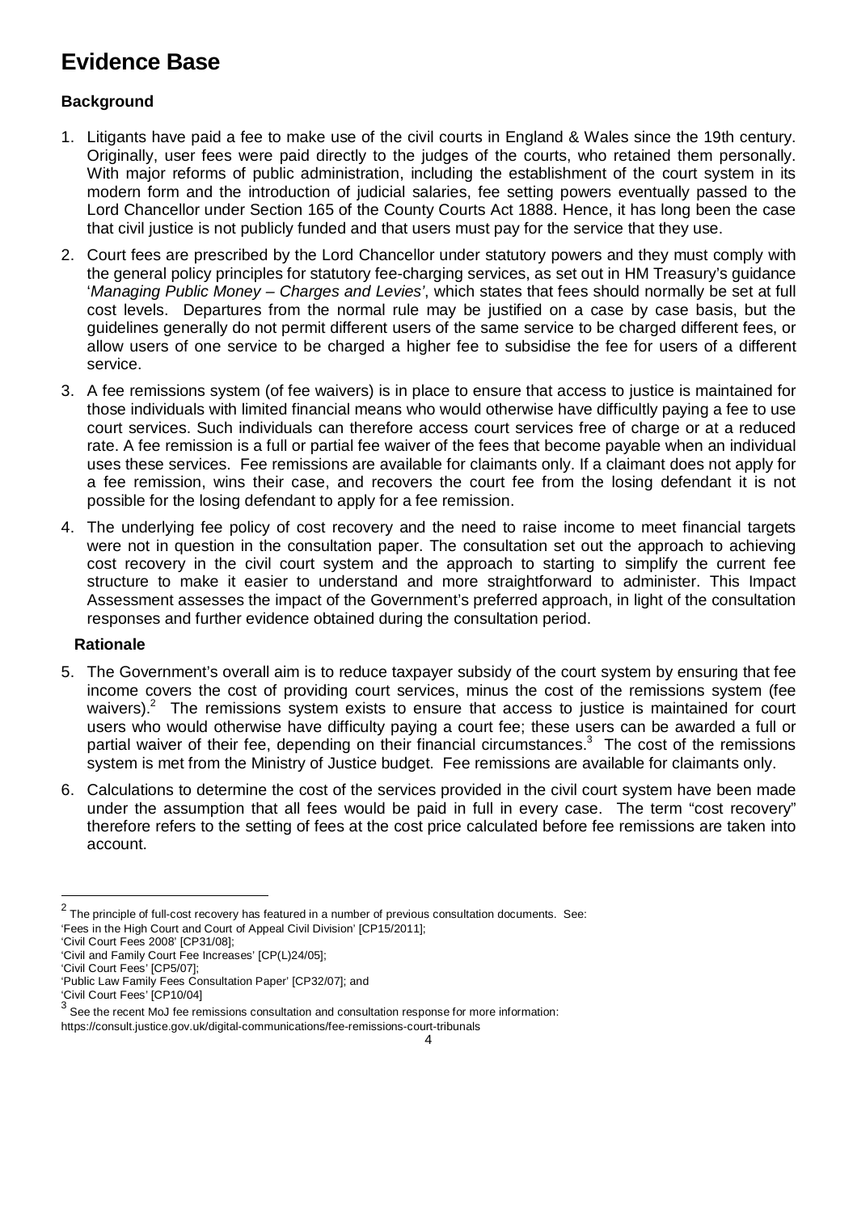# Evidence Base

### Background

1. Litigants have paid a fee to make use of the civil courts in England & Wales since the 19th century. Originally, user fees were paid directly to the judges of the courts, who retained them personally. With major reforms of public administration, including the establishment of the court system in its modern form and the introduction of judicial salaries, fee setting powers eventually passed to the Lord Chancellor under Section 165 of the County Courts Act 1888. Hence, it has long been the case that civil justice is not publicly funded and that users must pay for the service that they use.
2. Court fees are prescribed by the Lord Chancellor under statutory powers and they must comply with the general policy principles for statutory fee-charging services, as set out in HM Treasury's guidance '*Managing Public Money – Charges and Levies*', which states that fees should normally be set at full cost levels. Departures from the normal rule may be justified on a case by case basis, but the guidelines generally do not permit different users of the same service to be charged different fees, or allow users of one service to be charged a higher fee to subsidise the fee for users of a different service.
3. A fee remissions system (of fee waivers) is in place to ensure that access to justice is maintained for those individuals with limited financial means who would otherwise have difficultly paying a fee to use court services. Such individuals can therefore access court services free of charge or at a reduced rate. A fee remission is a full or partial fee waiver of the fees that become payable when an individual uses these services. Fee remissions are available for claimants only. If a claimant does not apply for a fee remission, wins their case, and recovers the court fee from the losing defendant it is not possible for the losing defendant to apply for a fee remission.
4. The underlying fee policy of cost recovery and the need to raise income to meet financial targets were not in question in the consultation paper. The consultation set out the approach to achieving cost recovery in the civil court system and the approach to starting to simplify the current fee structure to make it easier to understand and more straightforward to administer. This Impact Assessment assesses the impact of the Government's preferred approach, in light of the consultation responses and further evidence obtained during the consultation period.

### Rationale

5. The Government's overall aim is to reduce taxpayer subsidy of the court system by ensuring that fee income covers the cost of providing court services, minus the cost of the remissions system (fee waivers).[2] The remissions system exists to ensure that access to justice is maintained for court users who would otherwise have difficulty paying a court fee; these users can be awarded a full or partial waiver of their fee, depending on their financial circumstances.[3] The cost of the remissions system is met from the Ministry of Justice budget. Fee remissions are available for claimants only.
6. Calculations to determine the cost of the services provided in the civil court system have been made under the assumption that all fees would be paid in full in every case. The term "cost recovery" therefore refers to the setting of fees at the cost price calculated before fee remissions are taken into account.

---

[2] The principle of full-cost recovery has featured in a number of previous consultation documents. See:
'Fees in the High Court and Court of Appeal Civil Division' [CP15/2011];
'Civil Court Fees 2008' [CP31/08];
'Civil and Family Court Fee Increases' [CP(L)24/05];
'Civil Court Fees' [CP5/07];
'Public Law Family Fees Consultation Paper' [CP32/07]; and
'Civil Court Fees' [CP10/04]

[3] See the recent MoJ fee remissions consultation and consultation response for more information:
https://consult.justice.gov.uk/digital-communications/fee-remissions-court-tribunals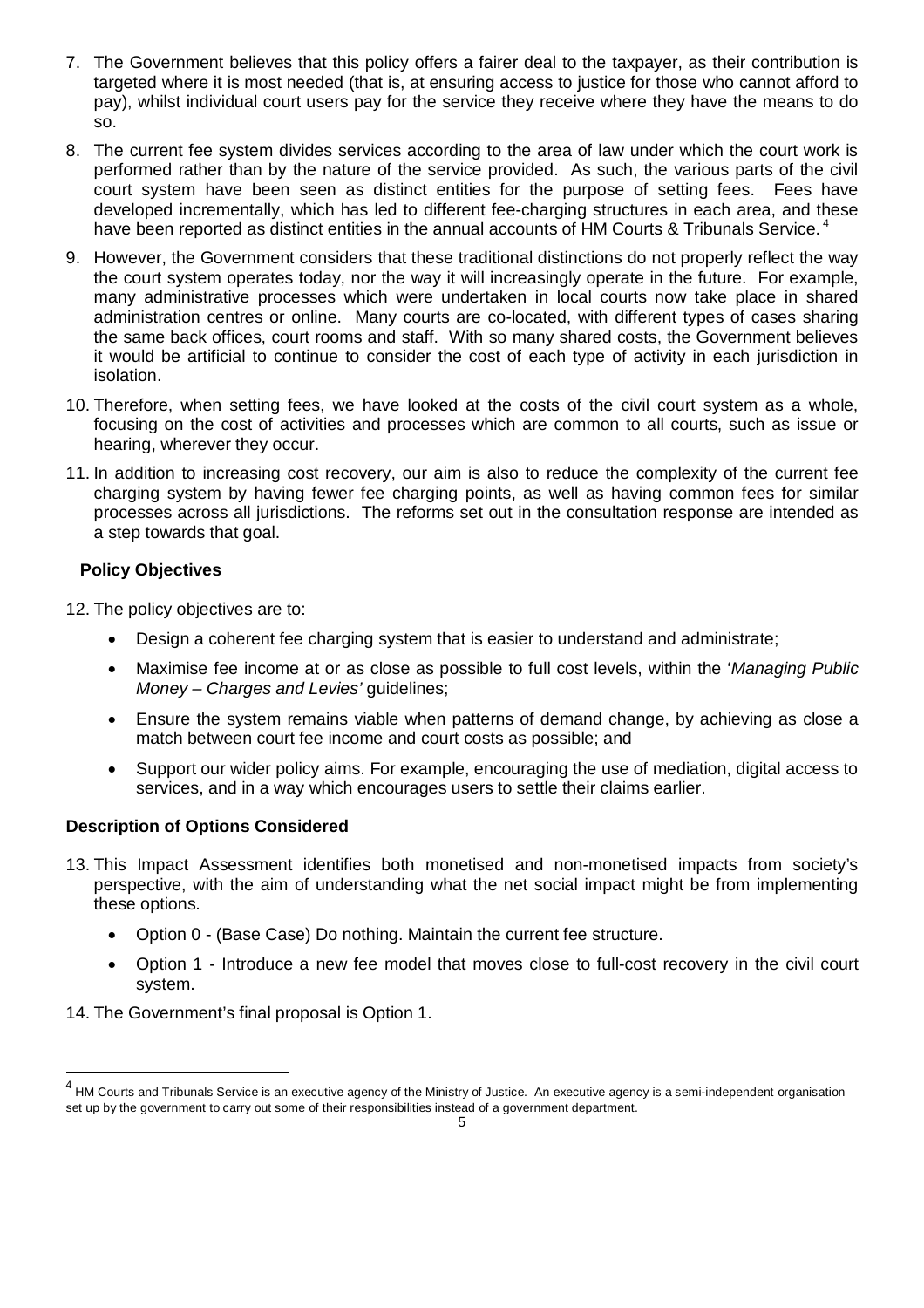7. The Government believes that this policy offers a fairer deal to the taxpayer, as their contribution is targeted where it is most needed (that is, at ensuring access to justice for those who cannot afford to pay), whilst individual court users pay for the service they receive where they have the means to do so.

8. The current fee system divides services according to the area of law under which the court work is performed rather than by the nature of the service provided. As such, the various parts of the civil court system have been seen as distinct entities for the purpose of setting fees. Fees have developed incrementally, which has led to different fee-charging structures in each area, and these have been reported as distinct entities in the annual accounts of HM Courts & Tribunals Service.[4]

9. However, the Government considers that these traditional distinctions do not properly reflect the way the court system operates today, nor the way it will increasingly operate in the future. For example, many administrative processes which were undertaken in local courts now take place in shared administration centres or online. Many courts are co-located, with different types of cases sharing the same back offices, court rooms and staff. With so many shared costs, the Government believes it would be artificial to continue to consider the cost of each type of activity in each jurisdiction in isolation.

10. Therefore, when setting fees, we have looked at the costs of the civil court system as a whole, focusing on the cost of activities and processes which are common to all courts, such as issue or hearing, wherever they occur.

11. In addition to increasing cost recovery, our aim is also to reduce the complexity of the current fee charging system by having fewer fee charging points, as well as having common fees for similar processes across all jurisdictions. The reforms set out in the consultation response are intended as a step towards that goal.

## Policy Objectives

12. The policy objectives are to:

    - Design a coherent fee charging system that is easier to understand and administrate;
    - Maximise fee income at or as close as possible to full cost levels, within the '*Managing Public Money – Charges and Levies'* guidelines;
    - Ensure the system remains viable when patterns of demand change, by achieving as close a match between court fee income and court costs as possible; and
    - Support our wider policy aims. For example, encouraging the use of mediation, digital access to services, and in a way which encourages users to settle their claims earlier.

## Description of Options Considered

13. This Impact Assessment identifies both monetised and non-monetised impacts from society's perspective, with the aim of understanding what the net social impact might be from implementing these options.

    - Option 0 - (Base Case) Do nothing. Maintain the current fee structure.
    - Option 1 - Introduce a new fee model that moves close to full-cost recovery in the civil court system.

14. The Government's final proposal is Option 1.

---

[4] HM Courts and Tribunals Service is an executive agency of the Ministry of Justice. An executive agency is a semi-independent organisation set up by the government to carry out some of their responsibilities instead of a government department.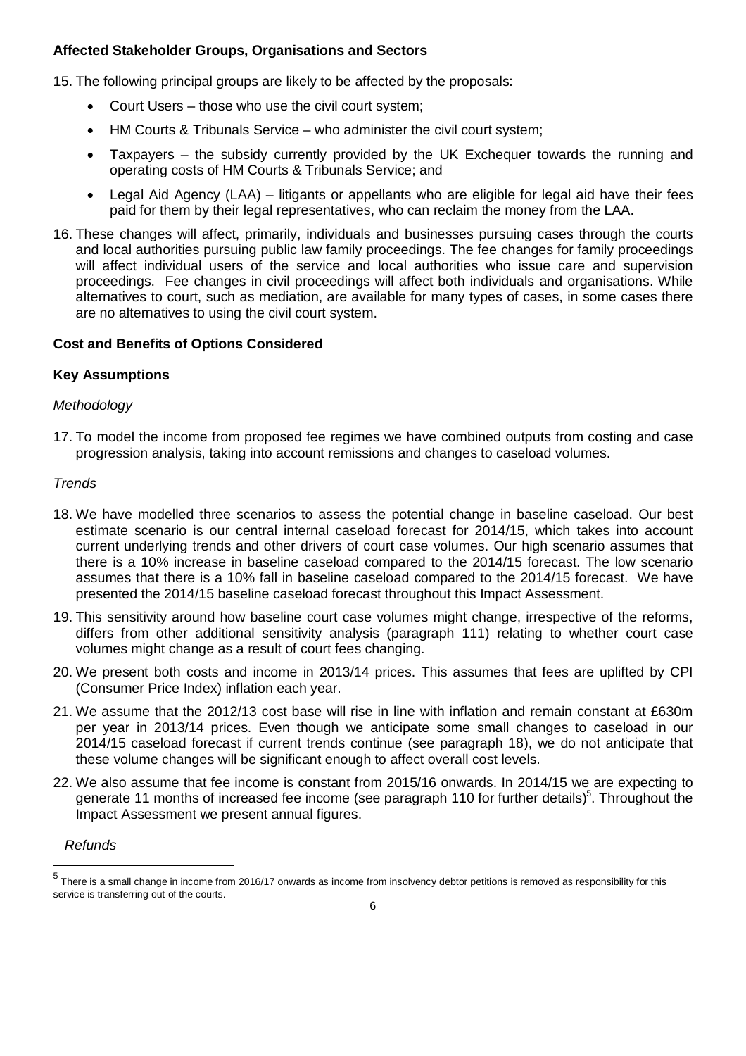**Affected Stakeholder Groups, Organisations and Sectors**

15. The following principal groups are likely to be affected by the proposals:

    - Court Users – those who use the civil court system;
    - HM Courts & Tribunals Service – who administer the civil court system;
    - Taxpayers – the subsidy currently provided by the UK Exchequer towards the running and operating costs of HM Courts & Tribunals Service; and
    - Legal Aid Agency (LAA) – litigants or appellants who are eligible for legal aid have their fees paid for them by their legal representatives, who can reclaim the money from the LAA.

16. These changes will affect, primarily, individuals and businesses pursuing cases through the courts and local authorities pursuing public law family proceedings. The fee changes for family proceedings will affect individual users of the service and local authorities who issue care and supervision proceedings. Fee changes in civil proceedings will affect both individuals and organisations. While alternatives to court, such as mediation, are available for many types of cases, in some cases there are no alternatives to using the civil court system.

**Cost and Benefits of Options Considered**

**Key Assumptions**

*Methodology*

17. To model the income from proposed fee regimes we have combined outputs from costing and case progression analysis, taking into account remissions and changes to caseload volumes.

*Trends*

18. We have modelled three scenarios to assess the potential change in baseline caseload. Our best estimate scenario is our central internal caseload forecast for 2014/15, which takes into account current underlying trends and other drivers of court case volumes. Our high scenario assumes that there is a 10% increase in baseline caseload compared to the 2014/15 forecast. The low scenario assumes that there is a 10% fall in baseline caseload compared to the 2014/15 forecast. We have presented the 2014/15 baseline caseload forecast throughout this Impact Assessment.

19. This sensitivity around how baseline court case volumes might change, irrespective of the reforms, differs from other additional sensitivity analysis (paragraph 111) relating to whether court case volumes might change as a result of court fees changing.

20. We present both costs and income in 2013/14 prices. This assumes that fees are uplifted by CPI (Consumer Price Index) inflation each year.

21. We assume that the 2012/13 cost base will rise in line with inflation and remain constant at £630m per year in 2013/14 prices. Even though we anticipate some small changes to caseload in our 2014/15 caseload forecast if current trends continue (see paragraph 18), we do not anticipate that these volume changes will be significant enough to affect overall cost levels.

22. We also assume that fee income is constant from 2015/16 onwards. In 2014/15 we are expecting to generate 11 months of increased fee income (see paragraph 110 for further details)[5]. Throughout the Impact Assessment we present annual figures.

*Refunds*

[5] There is a small change in income from 2016/17 onwards as income from insolvency debtor petitions is removed as responsibility for this service is transferring out of the courts.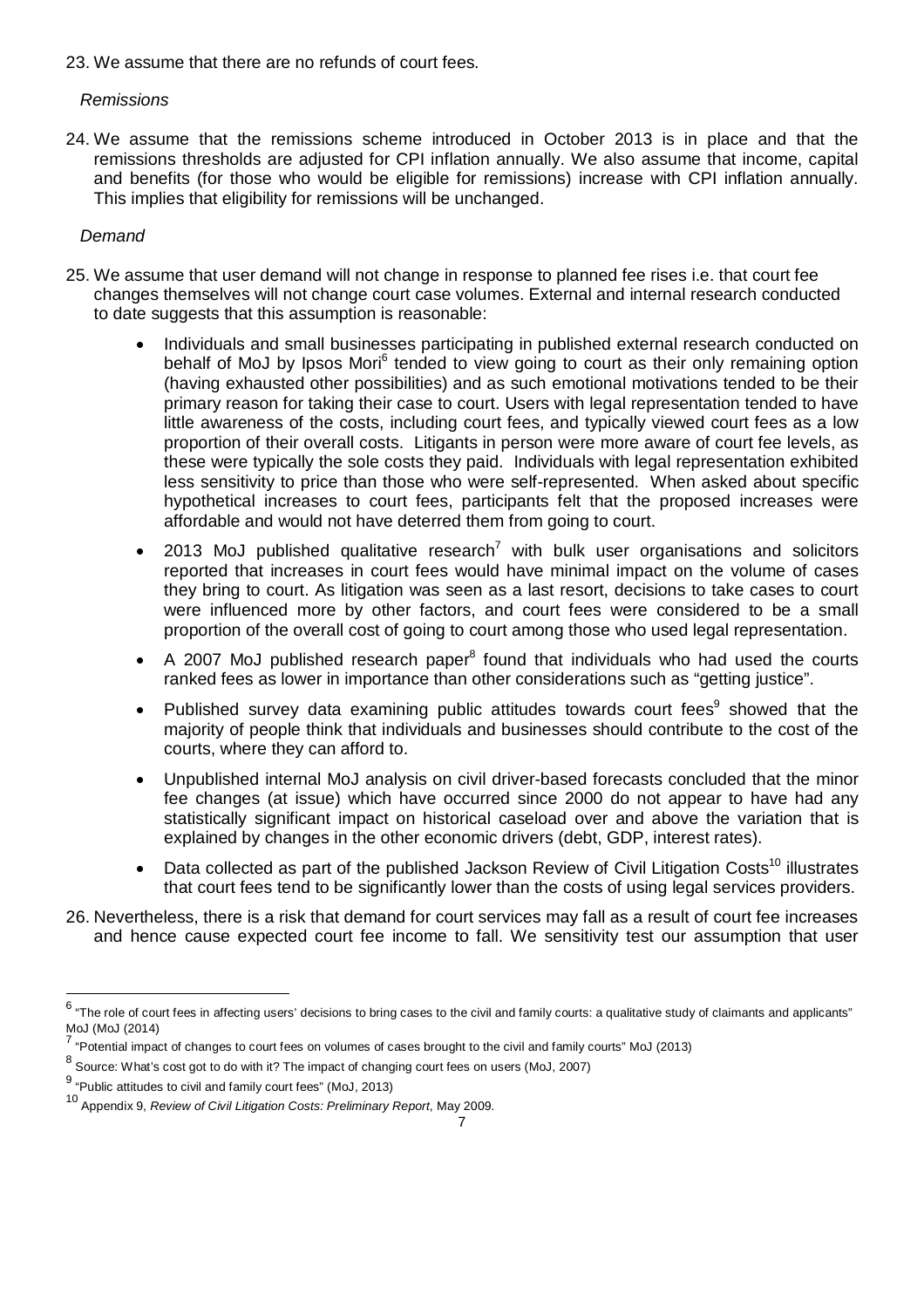23. We assume that there are no refunds of court fees.

*Remissions*

24. We assume that the remissions scheme introduced in October 2013 is in place and that the remissions thresholds are adjusted for CPI inflation annually. We also assume that income, capital and benefits (for those who would be eligible for remissions) increase with CPI inflation annually. This implies that eligibility for remissions will be unchanged.

*Demand*

25. We assume that user demand will not change in response to planned fee rises i.e. that court fee changes themselves will not change court case volumes. External and internal research conducted to date suggests that this assumption is reasonable:

    - Individuals and small businesses participating in published external research conducted on behalf of MoJ by Ipsos Mori[6] tended to view going to court as their only remaining option (having exhausted other possibilities) and as such emotional motivations tended to be their primary reason for taking their case to court. Users with legal representation tended to have little awareness of the costs, including court fees, and typically viewed court fees as a low proportion of their overall costs. Litigants in person were more aware of court fee levels, as these were typically the sole costs they paid. Individuals with legal representation exhibited less sensitivity to price than those who were self-represented. When asked about specific hypothetical increases to court fees, participants felt that the proposed increases were affordable and would not have deterred them from going to court.
    - 2013 MoJ published qualitative research[7] with bulk user organisations and solicitors reported that increases in court fees would have minimal impact on the volume of cases they bring to court. As litigation was seen as a last resort, decisions to take cases to court were influenced more by other factors, and court fees were considered to be a small proportion of the overall cost of going to court among those who used legal representation.
    - A 2007 MoJ published research paper[8] found that individuals who had used the courts ranked fees as lower in importance than other considerations such as "getting justice".
    - Published survey data examining public attitudes towards court fees[9] showed that the majority of people think that individuals and businesses should contribute to the cost of the courts, where they can afford to.
    - Unpublished internal MoJ analysis on civil driver-based forecasts concluded that the minor fee changes (at issue) which have occurred since 2000 do not appear to have had any statistically significant impact on historical caseload over and above the variation that is explained by changes in the other economic drivers (debt, GDP, interest rates).
    - Data collected as part of the published Jackson Review of Civil Litigation Costs[10] illustrates that court fees tend to be significantly lower than the costs of using legal services providers.

26. Nevertheless, there is a risk that demand for court services may fall as a result of court fee increases and hence cause expected court fee income to fall. We sensitivity test our assumption that user

---

[6] "The role of court fees in affecting users' decisions to bring cases to the civil and family courts: a qualitative study of claimants and applicants" MoJ (MoJ (2014)

[7] "Potential impact of changes to court fees on volumes of cases brought to the civil and family courts" MoJ (2013)

[8] Source: What's cost got to do with it? The impact of changing court fees on users (MoJ, 2007)

[9] "Public attitudes to civil and family court fees" (MoJ, 2013)

[10] Appendix 9, *Review of Civil Litigation Costs: Preliminary Report*, May 2009.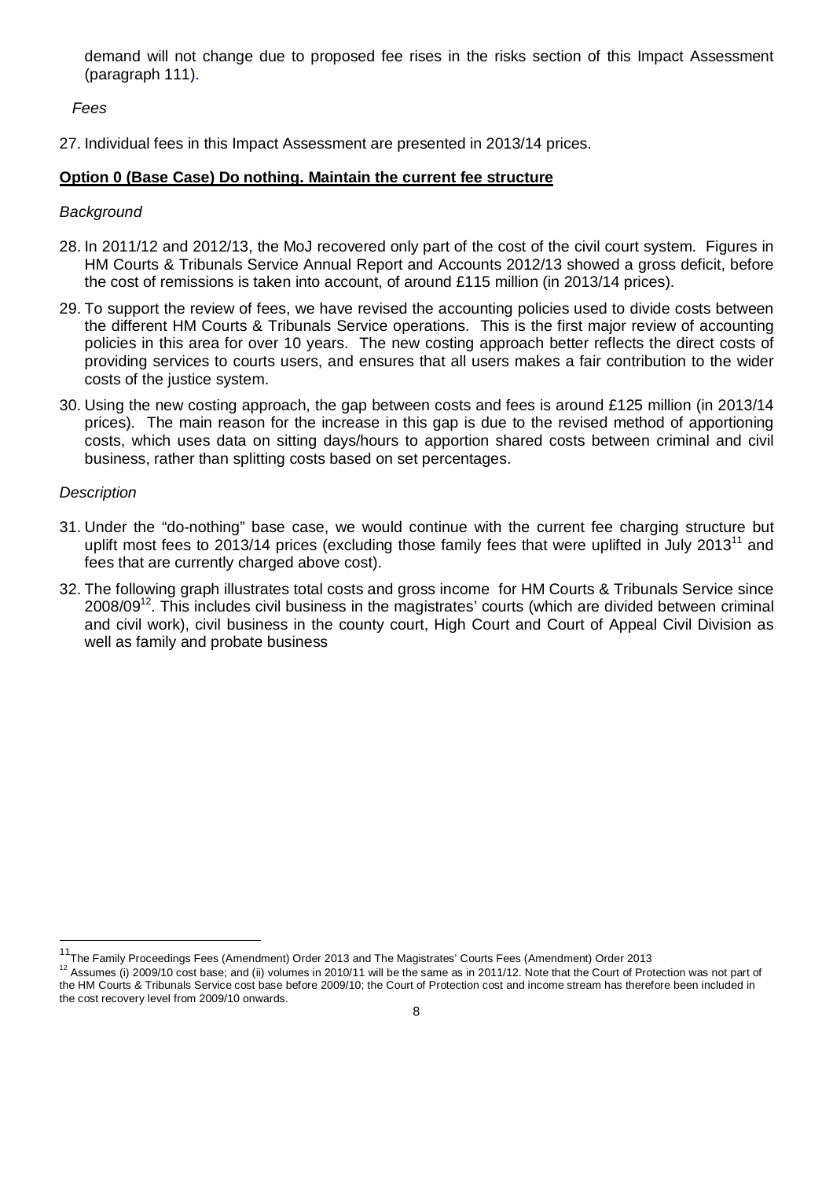demand will not change due to proposed fee rises in the risks section of this Impact Assessment (paragraph 111).

*Fees*

27. Individual fees in this Impact Assessment are presented in 2013/14 prices.

**Option 0 (Base Case) Do nothing. Maintain the current fee structure**

*Background*

28. In 2011/12 and 2012/13, the MoJ recovered only part of the cost of the civil court system. Figures in HM Courts & Tribunals Service Annual Report and Accounts 2012/13 showed a gross deficit, before the cost of remissions is taken into account, of around £115 million (in 2013/14 prices).

29. To support the review of fees, we have revised the accounting policies used to divide costs between the different HM Courts & Tribunals Service operations. This is the first major review of accounting policies in this area for over 10 years. The new costing approach better reflects the direct costs of providing services to courts users, and ensures that all users makes a fair contribution to the wider costs of the justice system.

30. Using the new costing approach, the gap between costs and fees is around £125 million (in 2013/14 prices). The main reason for the increase in this gap is due to the revised method of apportioning costs, which uses data on sitting days/hours to apportion shared costs between criminal and civil business, rather than splitting costs based on set percentages.

*Description*

31. Under the "do-nothing" base case, we would continue with the current fee charging structure but uplift most fees to 2013/14 prices (excluding those family fees that were uplifted in July 2013[11] and fees that are currently charged above cost).

32. The following graph illustrates total costs and gross income for HM Courts & Tribunals Service since 2008/09[12]. This includes civil business in the magistrates' courts (which are divided between criminal and civil work), civil business in the county court, High Court and Court of Appeal Civil Division as well as family and probate business

[11] The Family Proceedings Fees (Amendment) Order 2013 and The Magistrates' Courts Fees (Amendment) Order 2013

[12] Assumes (i) 2009/10 cost base; and (ii) volumes in 2010/11 will be the same as in 2011/12. Note that the Court of Protection was not part of the HM Courts & Tribunals Service cost base before 2009/10; the Court of Protection cost and income stream has therefore been included in the cost recovery level from 2009/10 onwards.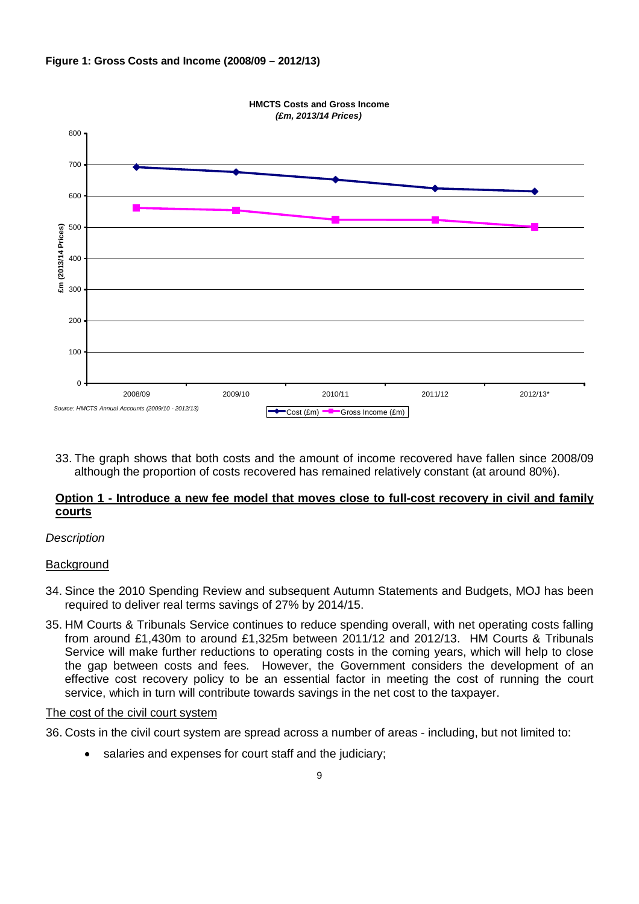**Figure 1: Gross Costs and Income (2008/09 – 2012/13)**

33. The graph shows that both costs and the amount of income recovered have fallen since 2008/09 although the proportion of costs recovered has remained relatively constant (at around 80%).

## Option 1 - Introduce a new fee model that moves close to full-cost recovery in civil and family courts

*Description*

Background

34. Since the 2010 Spending Review and subsequent Autumn Statements and Budgets, MOJ has been required to deliver real terms savings of 27% by 2014/15.

35. HM Courts & Tribunals Service continues to reduce spending overall, with net operating costs falling from around £1,430m to around £1,325m between 2011/12 and 2012/13. HM Courts & Tribunals Service will make further reductions to operating costs in the coming years, which will help to close the gap between costs and fees. However, the Government considers the development of an effective cost recovery policy to be an essential factor in meeting the cost of running the court service, which in turn will contribute towards savings in the net cost to the taxpayer.

The cost of the civil court system

36. Costs in the civil court system are spread across a number of areas - including, but not limited to:

- salaries and expenses for court staff and the judiciary;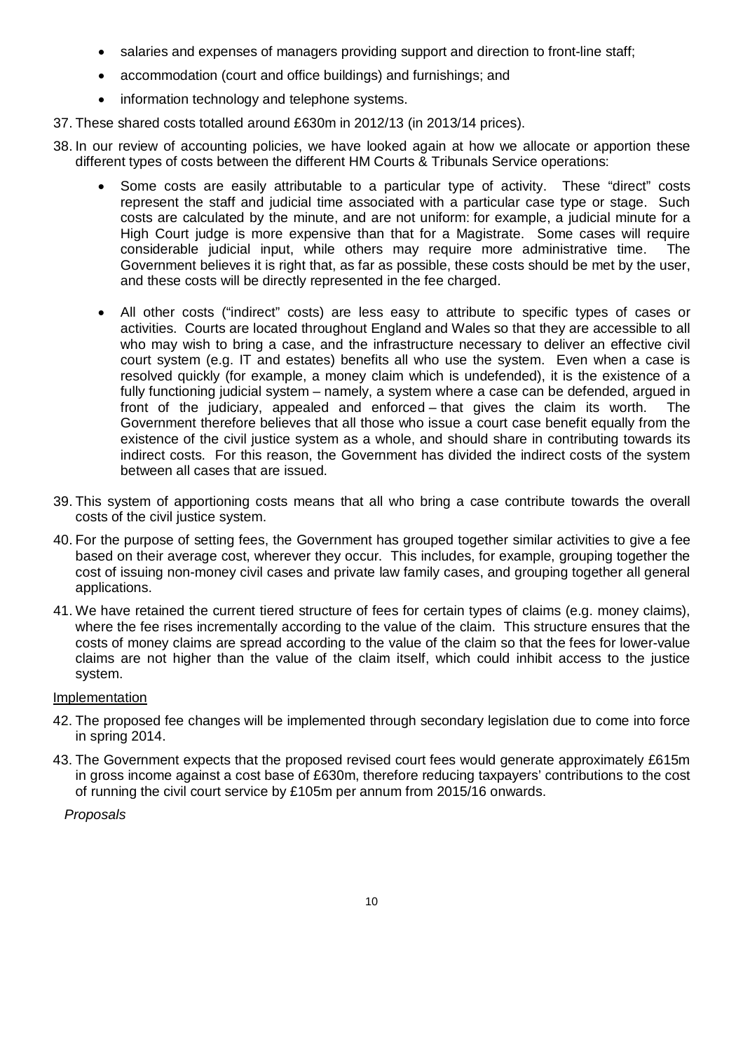- salaries and expenses of managers providing support and direction to front-line staff;
- accommodation (court and office buildings) and furnishings; and
- information technology and telephone systems.

37. These shared costs totalled around £630m in 2012/13 (in 2013/14 prices).

38. In our review of accounting policies, we have looked again at how we allocate or apportion these different types of costs between the different HM Courts & Tribunals Service operations:

    - Some costs are easily attributable to a particular type of activity. These "direct" costs represent the staff and judicial time associated with a particular case type or stage. Such costs are calculated by the minute, and are not uniform: for example, a judicial minute for a High Court judge is more expensive than that for a Magistrate. Some cases will require considerable judicial input, while others may require more administrative time. The Government believes it is right that, as far as possible, these costs should be met by the user, and these costs will be directly represented in the fee charged.

    - All other costs ("indirect" costs) are less easy to attribute to specific types of cases or activities. Courts are located throughout England and Wales so that they are accessible to all who may wish to bring a case, and the infrastructure necessary to deliver an effective civil court system (e.g. IT and estates) benefits all who use the system. Even when a case is resolved quickly (for example, a money claim which is undefended), it is the existence of a fully functioning judicial system – namely, a system where a case can be defended, argued in front of the judiciary, appealed and enforced – that gives the claim its worth. The Government therefore believes that all those who issue a court case benefit equally from the existence of the civil justice system as a whole, and should share in contributing towards its indirect costs. For this reason, the Government has divided the indirect costs of the system between all cases that are issued.

39. This system of apportioning costs means that all who bring a case contribute towards the overall costs of the civil justice system.

40. For the purpose of setting fees, the Government has grouped together similar activities to give a fee based on their average cost, wherever they occur. This includes, for example, grouping together the cost of issuing non-money civil cases and private law family cases, and grouping together all general applications.

41. We have retained the current tiered structure of fees for certain types of claims (e.g. money claims), where the fee rises incrementally according to the value of the claim. This structure ensures that the costs of money claims are spread according to the value of the claim so that the fees for lower-value claims are not higher than the value of the claim itself, which could inhibit access to the justice system.

<u>Implementation</u>

42. The proposed fee changes will be implemented through secondary legislation due to come into force in spring 2014.

43. The Government expects that the proposed revised court fees would generate approximately £615m in gross income against a cost base of £630m, therefore reducing taxpayers' contributions to the cost of running the civil court service by £105m per annum from 2015/16 onwards.

*Proposals*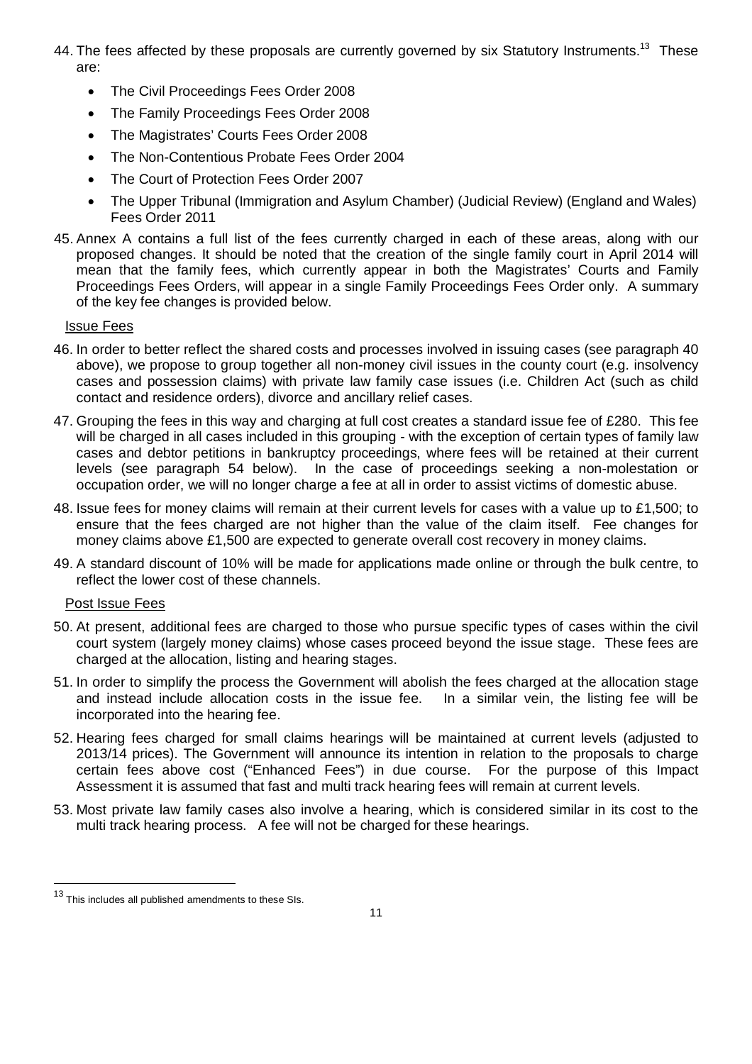44. The fees affected by these proposals are currently governed by six Statutory Instruments.[13] These are:

    - The Civil Proceedings Fees Order 2008
    - The Family Proceedings Fees Order 2008
    - The Magistrates' Courts Fees Order 2008
    - The Non-Contentious Probate Fees Order 2004
    - The Court of Protection Fees Order 2007
    - The Upper Tribunal (Immigration and Asylum Chamber) (Judicial Review) (England and Wales) Fees Order 2011

45. Annex A contains a full list of the fees currently charged in each of these areas, along with our proposed changes. It should be noted that the creation of the single family court in April 2014 will mean that the family fees, which currently appear in both the Magistrates' Courts and Family Proceedings Fees Orders, will appear in a single Family Proceedings Fees Order only. A summary of the key fee changes is provided below.

<u>Issue Fees</u>

46. In order to better reflect the shared costs and processes involved in issuing cases (see paragraph 40 above), we propose to group together all non-money civil issues in the county court (e.g. insolvency cases and possession claims) with private law family case issues (i.e. Children Act (such as child contact and residence orders), divorce and ancillary relief cases.

47. Grouping the fees in this way and charging at full cost creates a standard issue fee of £280. This fee will be charged in all cases included in this grouping - with the exception of certain types of family law cases and debtor petitions in bankruptcy proceedings, where fees will be retained at their current levels (see paragraph 54 below). In the case of proceedings seeking a non-molestation or occupation order, we will no longer charge a fee at all in order to assist victims of domestic abuse.

48. Issue fees for money claims will remain at their current levels for cases with a value up to £1,500; to ensure that the fees charged are not higher than the value of the claim itself. Fee changes for money claims above £1,500 are expected to generate overall cost recovery in money claims.

49. A standard discount of 10% will be made for applications made online or through the bulk centre, to reflect the lower cost of these channels.

<u>Post Issue Fees</u>

50. At present, additional fees are charged to those who pursue specific types of cases within the civil court system (largely money claims) whose cases proceed beyond the issue stage. These fees are charged at the allocation, listing and hearing stages.

51. In order to simplify the process the Government will abolish the fees charged at the allocation stage and instead include allocation costs in the issue fee. In a similar vein, the listing fee will be incorporated into the hearing fee.

52. Hearing fees charged for small claims hearings will be maintained at current levels (adjusted to 2013/14 prices). The Government will announce its intention in relation to the proposals to charge certain fees above cost ("Enhanced Fees") in due course. For the purpose of this Impact Assessment it is assumed that fast and multi track hearing fees will remain at current levels.

53. Most private law family cases also involve a hearing, which is considered similar in its cost to the multi track hearing process. A fee will not be charged for these hearings.

---

[13] This includes all published amendments to these SIs.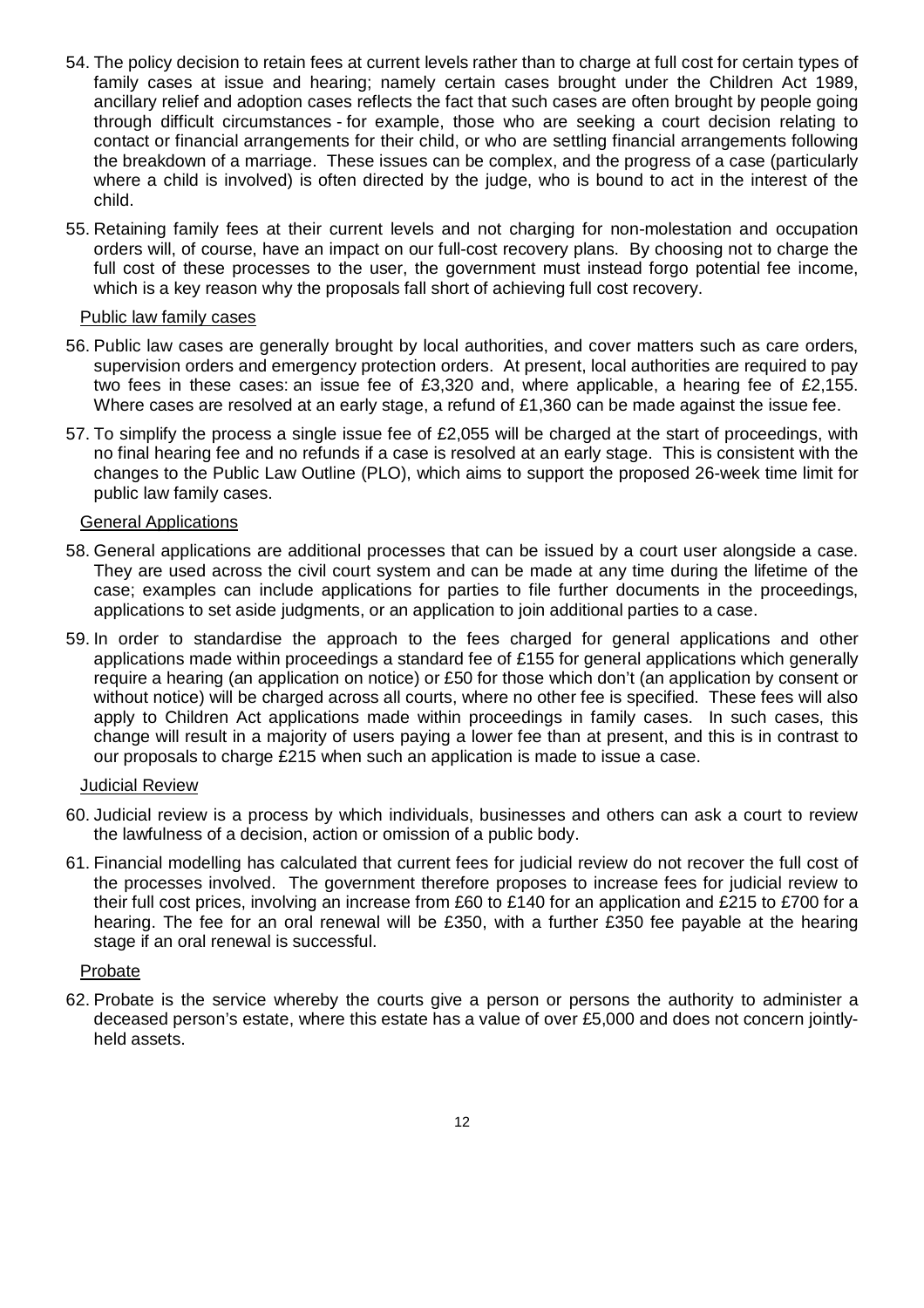54. The policy decision to retain fees at current levels rather than to charge at full cost for certain types of family cases at issue and hearing; namely certain cases brought under the Children Act 1989, ancillary relief and adoption cases reflects the fact that such cases are often brought by people going through difficult circumstances - for example, those who are seeking a court decision relating to contact or financial arrangements for their child, or who are settling financial arrangements following the breakdown of a marriage. These issues can be complex, and the progress of a case (particularly where a child is involved) is often directed by the judge, who is bound to act in the interest of the child.

55. Retaining family fees at their current levels and not charging for non-molestation and occupation orders will, of course, have an impact on our full-cost recovery plans. By choosing not to charge the full cost of these processes to the user, the government must instead forgo potential fee income, which is a key reason why the proposals fall short of achieving full cost recovery.

<u>Public law family cases</u>

56. Public law cases are generally brought by local authorities, and cover matters such as care orders, supervision orders and emergency protection orders. At present, local authorities are required to pay two fees in these cases: an issue fee of £3,320 and, where applicable, a hearing fee of £2,155. Where cases are resolved at an early stage, a refund of £1,360 can be made against the issue fee.

57. To simplify the process a single issue fee of £2,055 will be charged at the start of proceedings, with no final hearing fee and no refunds if a case is resolved at an early stage. This is consistent with the changes to the Public Law Outline (PLO), which aims to support the proposed 26-week time limit for public law family cases.

<u>General Applications</u>

58. General applications are additional processes that can be issued by a court user alongside a case. They are used across the civil court system and can be made at any time during the lifetime of the case; examples can include applications for parties to file further documents in the proceedings, applications to set aside judgments, or an application to join additional parties to a case.

59. In order to standardise the approach to the fees charged for general applications and other applications made within proceedings a standard fee of £155 for general applications which generally require a hearing (an application on notice) or £50 for those which don't (an application by consent or without notice) will be charged across all courts, where no other fee is specified. These fees will also apply to Children Act applications made within proceedings in family cases. In such cases, this change will result in a majority of users paying a lower fee than at present, and this is in contrast to our proposals to charge £215 when such an application is made to issue a case.

<u>Judicial Review</u>

60. Judicial review is a process by which individuals, businesses and others can ask a court to review the lawfulness of a decision, action or omission of a public body.

61. Financial modelling has calculated that current fees for judicial review do not recover the full cost of the processes involved. The government therefore proposes to increase fees for judicial review to their full cost prices, involving an increase from £60 to £140 for an application and £215 to £700 for a hearing. The fee for an oral renewal will be £350, with a further £350 fee payable at the hearing stage if an oral renewal is successful.

<u>Probate</u>

62. Probate is the service whereby the courts give a person or persons the authority to administer a deceased person's estate, where this estate has a value of over £5,000 and does not concern jointly-held assets.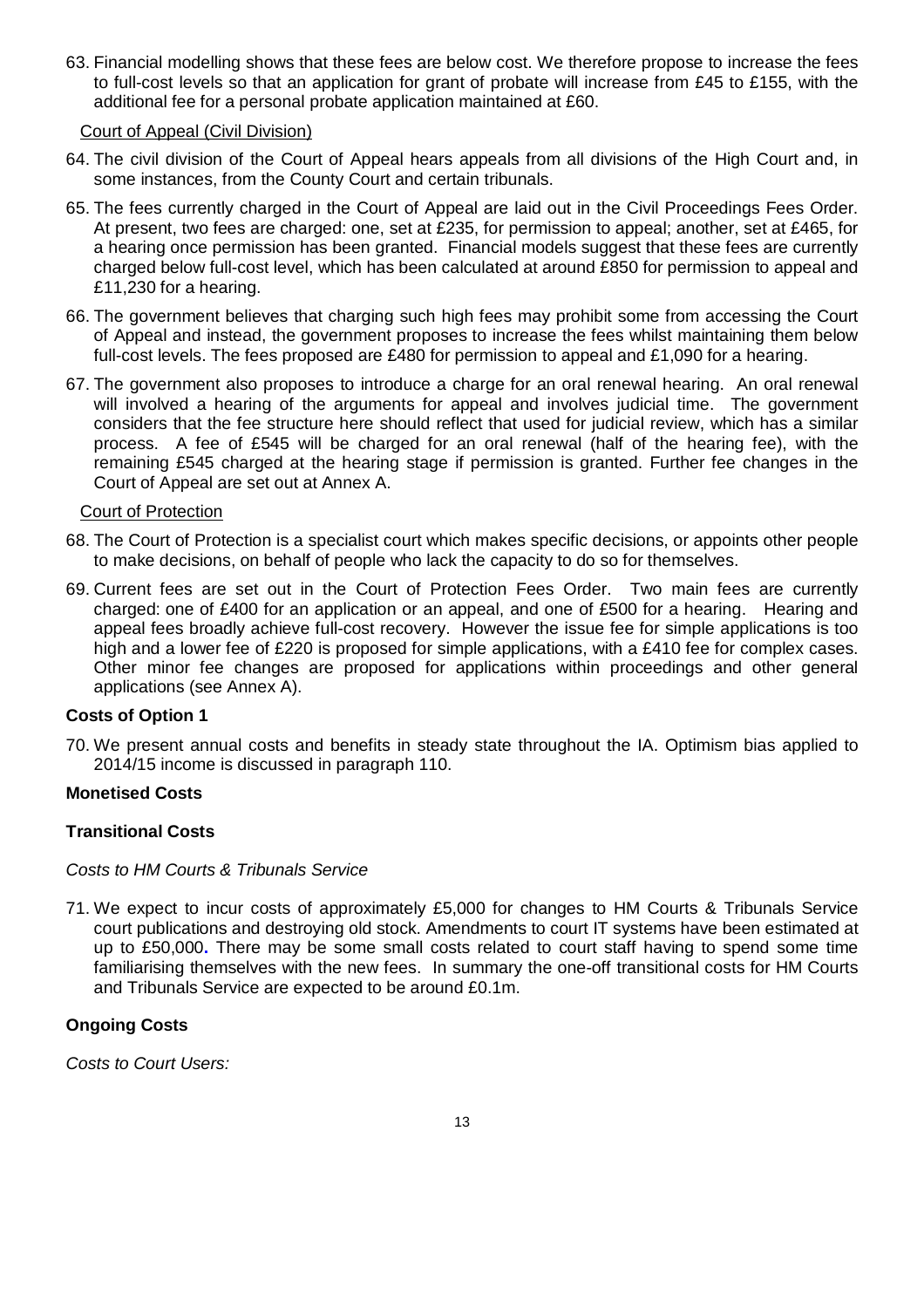63. Financial modelling shows that these fees are below cost. We therefore propose to increase the fees to full-cost levels so that an application for grant of probate will increase from £45 to £155, with the additional fee for a personal probate application maintained at £60.

Court of Appeal (Civil Division)

64. The civil division of the Court of Appeal hears appeals from all divisions of the High Court and, in some instances, from the County Court and certain tribunals.

65. The fees currently charged in the Court of Appeal are laid out in the Civil Proceedings Fees Order. At present, two fees are charged: one, set at £235, for permission to appeal; another, set at £465, for a hearing once permission has been granted. Financial models suggest that these fees are currently charged below full-cost level, which has been calculated at around £850 for permission to appeal and £11,230 for a hearing.

66. The government believes that charging such high fees may prohibit some from accessing the Court of Appeal and instead, the government proposes to increase the fees whilst maintaining them below full-cost levels. The fees proposed are £480 for permission to appeal and £1,090 for a hearing.

67. The government also proposes to introduce a charge for an oral renewal hearing. An oral renewal will involved a hearing of the arguments for appeal and involves judicial time. The government considers that the fee structure here should reflect that used for judicial review, which has a similar process. A fee of £545 will be charged for an oral renewal (half of the hearing fee), with the remaining £545 charged at the hearing stage if permission is granted. Further fee changes in the Court of Appeal are set out at Annex A.

Court of Protection

68. The Court of Protection is a specialist court which makes specific decisions, or appoints other people to make decisions, on behalf of people who lack the capacity to do so for themselves.

69. Current fees are set out in the Court of Protection Fees Order. Two main fees are currently charged: one of £400 for an application or an appeal, and one of £500 for a hearing. Hearing and appeal fees broadly achieve full-cost recovery. However the issue fee for simple applications is too high and a lower fee of £220 is proposed for simple applications, with a £410 fee for complex cases. Other minor fee changes are proposed for applications within proceedings and other general applications (see Annex A).

**Costs of Option 1**

70. We present annual costs and benefits in steady state throughout the IA. Optimism bias applied to 2014/15 income is discussed in paragraph 110.

**Monetised Costs**

**Transitional Costs**

*Costs to HM Courts & Tribunals Service*

71. We expect to incur costs of approximately £5,000 for changes to HM Courts & Tribunals Service court publications and destroying old stock. Amendments to court IT systems have been estimated at up to £50,000**.** There may be some small costs related to court staff having to spend some time familiarising themselves with the new fees. In summary the one-off transitional costs for HM Courts and Tribunals Service are expected to be around £0.1m.

**Ongoing Costs**

*Costs to Court Users:*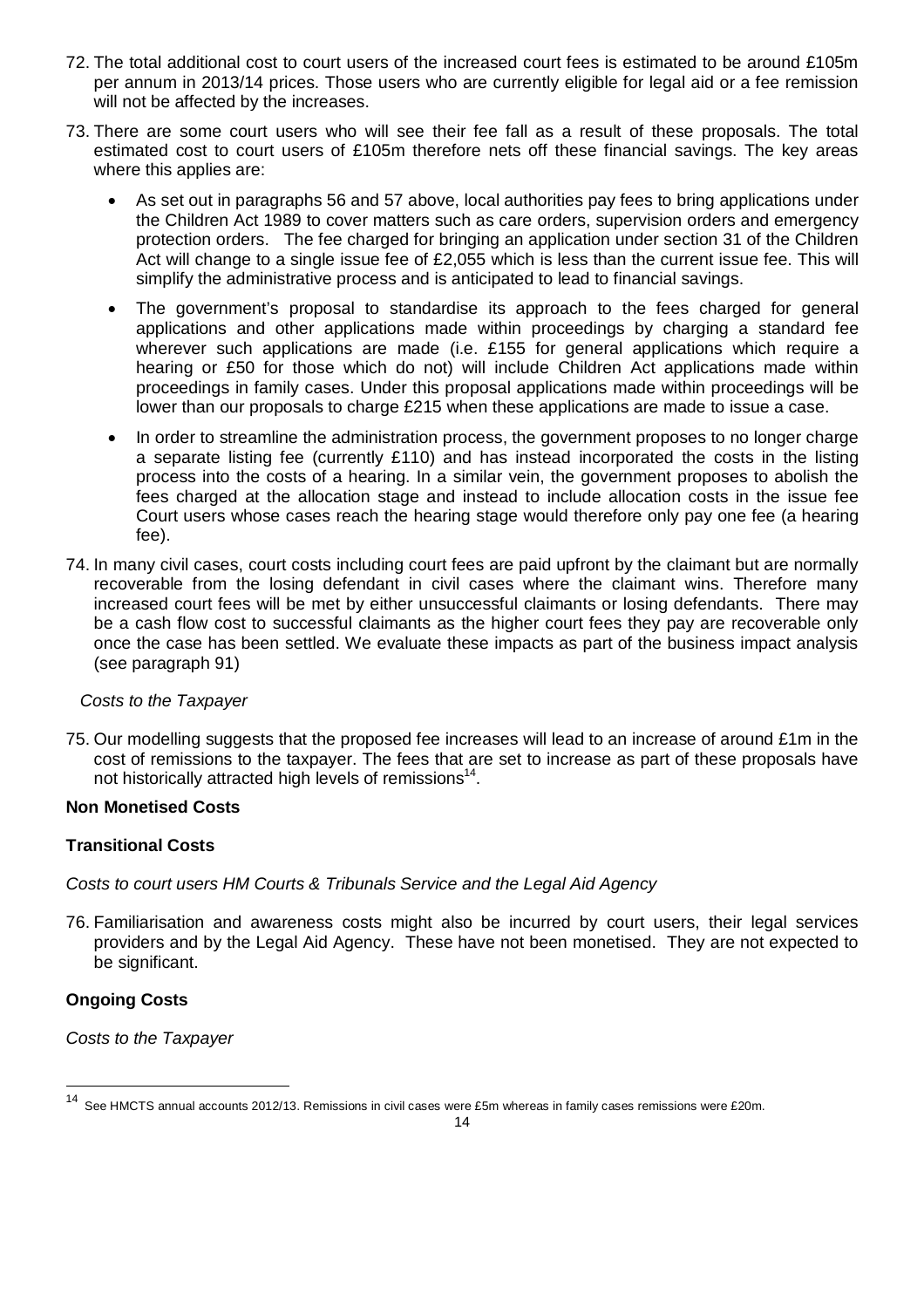72. The total additional cost to court users of the increased court fees is estimated to be around £105m per annum in 2013/14 prices. Those users who are currently eligible for legal aid or a fee remission will not be affected by the increases.

73. There are some court users who will see their fee fall as a result of these proposals. The total estimated cost to court users of £105m therefore nets off these financial savings. The key areas where this applies are:

   - As set out in paragraphs 56 and 57 above, local authorities pay fees to bring applications under the Children Act 1989 to cover matters such as care orders, supervision orders and emergency protection orders. The fee charged for bringing an application under section 31 of the Children Act will change to a single issue fee of £2,055 which is less than the current issue fee. This will simplify the administrative process and is anticipated to lead to financial savings.
   - The government's proposal to standardise its approach to the fees charged for general applications and other applications made within proceedings by charging a standard fee wherever such applications are made (i.e. £155 for general applications which require a hearing or £50 for those which do not) will include Children Act applications made within proceedings in family cases. Under this proposal applications made within proceedings will be lower than our proposals to charge £215 when these applications are made to issue a case.
   - In order to streamline the administration process, the government proposes to no longer charge a separate listing fee (currently £110) and has instead incorporated the costs in the listing process into the costs of a hearing. In a similar vein, the government proposes to abolish the fees charged at the allocation stage and instead to include allocation costs in the issue fee Court users whose cases reach the hearing stage would therefore only pay one fee (a hearing fee).

74. In many civil cases, court costs including court fees are paid upfront by the claimant but are normally recoverable from the losing defendant in civil cases where the claimant wins. Therefore many increased court fees will be met by either unsuccessful claimants or losing defendants. There may be a cash flow cost to successful claimants as the higher court fees they pay are recoverable only once the case has been settled. We evaluate these impacts as part of the business impact analysis (see paragraph 91)

*Costs to the Taxpayer*

75. Our modelling suggests that the proposed fee increases will lead to an increase of around £1m in the cost of remissions to the taxpayer. The fees that are set to increase as part of these proposals have not historically attracted high levels of remissions[14].

**Non Monetised Costs**

**Transitional Costs**

*Costs to court users HM Courts & Tribunals Service and the Legal Aid Agency*

76. Familiarisation and awareness costs might also be incurred by court users, their legal services providers and by the Legal Aid Agency. These have not been monetised. They are not expected to be significant.

**Ongoing Costs**

*Costs to the Taxpayer*

---

[14] See HMCTS annual accounts 2012/13. Remissions in civil cases were £5m whereas in family cases remissions were £20m.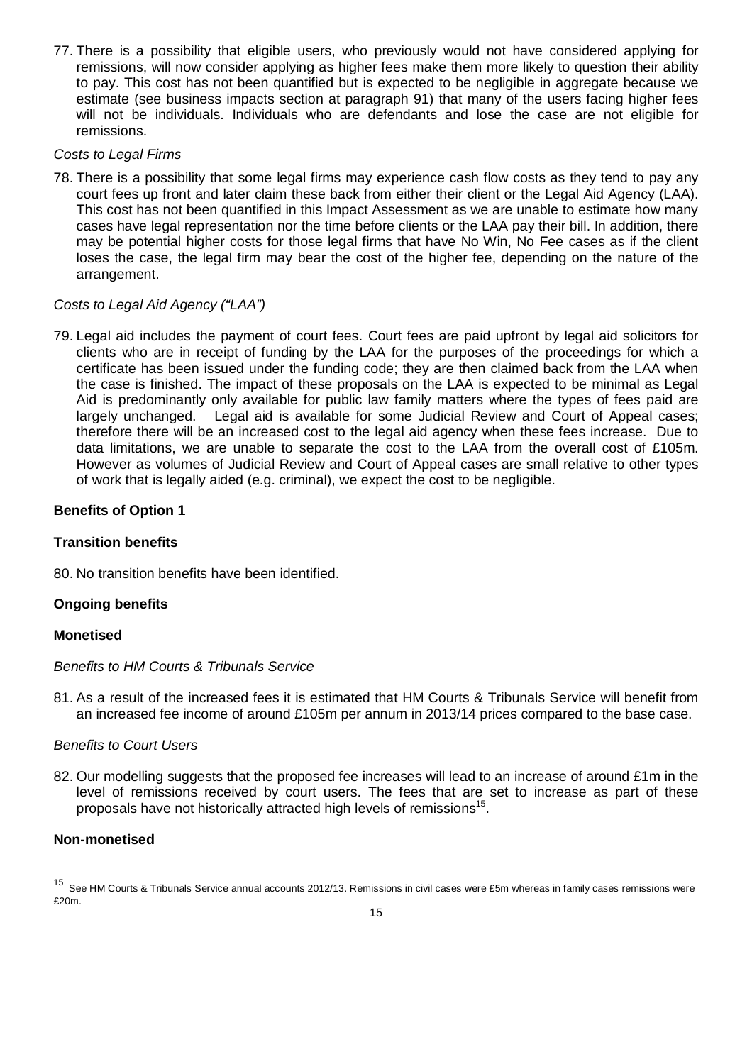77. There is a possibility that eligible users, who previously would not have considered applying for remissions, will now consider applying as higher fees make them more likely to question their ability to pay. This cost has not been quantified but is expected to be negligible in aggregate because we estimate (see business impacts section at paragraph 91) that many of the users facing higher fees will not be individuals. Individuals who are defendants and lose the case are not eligible for remissions.

*Costs to Legal Firms*

78. There is a possibility that some legal firms may experience cash flow costs as they tend to pay any court fees up front and later claim these back from either their client or the Legal Aid Agency (LAA). This cost has not been quantified in this Impact Assessment as we are unable to estimate how many cases have legal representation nor the time before clients or the LAA pay their bill. In addition, there may be potential higher costs for those legal firms that have No Win, No Fee cases as if the client loses the case, the legal firm may bear the cost of the higher fee, depending on the nature of the arrangement.

*Costs to Legal Aid Agency ("LAA")*

79. Legal aid includes the payment of court fees. Court fees are paid upfront by legal aid solicitors for clients who are in receipt of funding by the LAA for the purposes of the proceedings for which a certificate has been issued under the funding code; they are then claimed back from the LAA when the case is finished. The impact of these proposals on the LAA is expected to be minimal as Legal Aid is predominantly only available for public law family matters where the types of fees paid are largely unchanged. Legal aid is available for some Judicial Review and Court of Appeal cases; therefore there will be an increased cost to the legal aid agency when these fees increase. Due to data limitations, we are unable to separate the cost to the LAA from the overall cost of £105m. However as volumes of Judicial Review and Court of Appeal cases are small relative to other types of work that is legally aided (e.g. criminal), we expect the cost to be negligible.

**Benefits of Option 1**

**Transition benefits**

80. No transition benefits have been identified.

**Ongoing benefits**

**Monetised**

*Benefits to HM Courts & Tribunals Service*

81. As a result of the increased fees it is estimated that HM Courts & Tribunals Service will benefit from an increased fee income of around £105m per annum in 2013/14 prices compared to the base case.

*Benefits to Court Users*

82. Our modelling suggests that the proposed fee increases will lead to an increase of around £1m in the level of remissions received by court users. The fees that are set to increase as part of these proposals have not historically attracted high levels of remissions[15].

**Non-monetised**

[15] See HM Courts & Tribunals Service annual accounts 2012/13. Remissions in civil cases were £5m whereas in family cases remissions were £20m.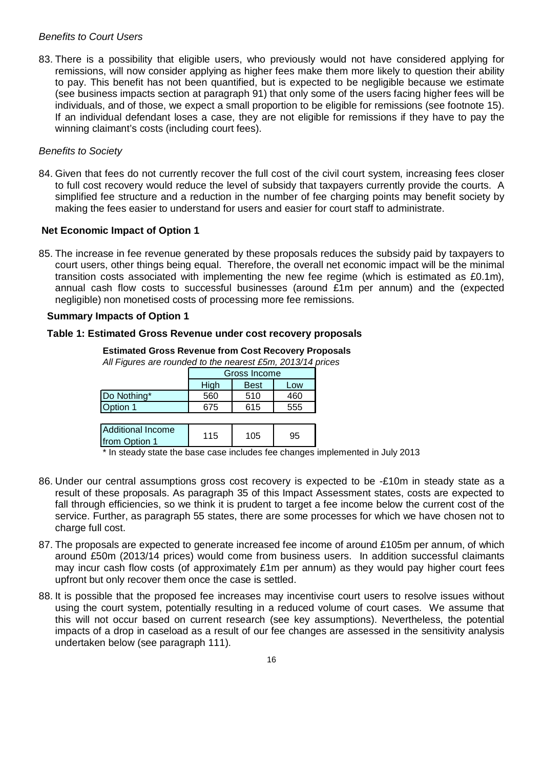*Benefits to Court Users*

83. There is a possibility that eligible users, who previously would not have considered applying for remissions, will now consider applying as higher fees make them more likely to question their ability to pay. This benefit has not been quantified, but is expected to be negligible because we estimate (see business impacts section at paragraph 91) that only some of the users facing higher fees will be individuals, and of those, we expect a small proportion to be eligible for remissions (see footnote 15). If an individual defendant loses a case, they are not eligible for remissions if they have to pay the winning claimant's costs (including court fees).

*Benefits to Society*

84. Given that fees do not currently recover the full cost of the civil court system, increasing fees closer to full cost recovery would reduce the level of subsidy that taxpayers currently provide the courts. A simplified fee structure and a reduction in the number of fee charging points may benefit society by making the fees easier to understand for users and easier for court staff to administrate.

### Net Economic Impact of Option 1

85. The increase in fee revenue generated by these proposals reduces the subsidy paid by taxpayers to court users, other things being equal. Therefore, the overall net economic impact will be the minimal transition costs associated with implementing the new fee regime (which is estimated as £0.1m), annual cash flow costs to successful businesses (around £1m per annum) and the (expected negligible) non monetised costs of processing more fee remissions.

### Summary Impacts of Option 1

**Table 1: Estimated Gross Revenue under cost recovery proposals**

**Estimated Gross Revenue from Cost Recovery Proposals**

*All Figures are rounded to the nearest £5m, 2013/14 prices*

| | Gross Income | | |
|---|---|---|---|
| | High | Best | Low |
| Do Nothing* | 560 | 510 | 460 |
| Option 1 | 675 | 615 | 555 |
| Additional Income from Option 1 | 115 | 105 | 95 |

\* In steady state the base case includes fee changes implemented in July 2013

86. Under our central assumptions gross cost recovery is expected to be -£10m in steady state as a result of these proposals. As paragraph 35 of this Impact Assessment states, costs are expected to fall through efficiencies, so we think it is prudent to target a fee income below the current cost of the service. Further, as paragraph 55 states, there are some processes for which we have chosen not to charge full cost.

87. The proposals are expected to generate increased fee income of around £105m per annum, of which around £50m (2013/14 prices) would come from business users. In addition successful claimants may incur cash flow costs (of approximately £1m per annum) as they would pay higher court fees upfront but only recover them once the case is settled.

88. It is possible that the proposed fee increases may incentivise court users to resolve issues without using the court system, potentially resulting in a reduced volume of court cases. We assume that this will not occur based on current research (see key assumptions). Nevertheless, the potential impacts of a drop in caseload as a result of our fee changes are assessed in the sensitivity analysis undertaken below (see paragraph 111).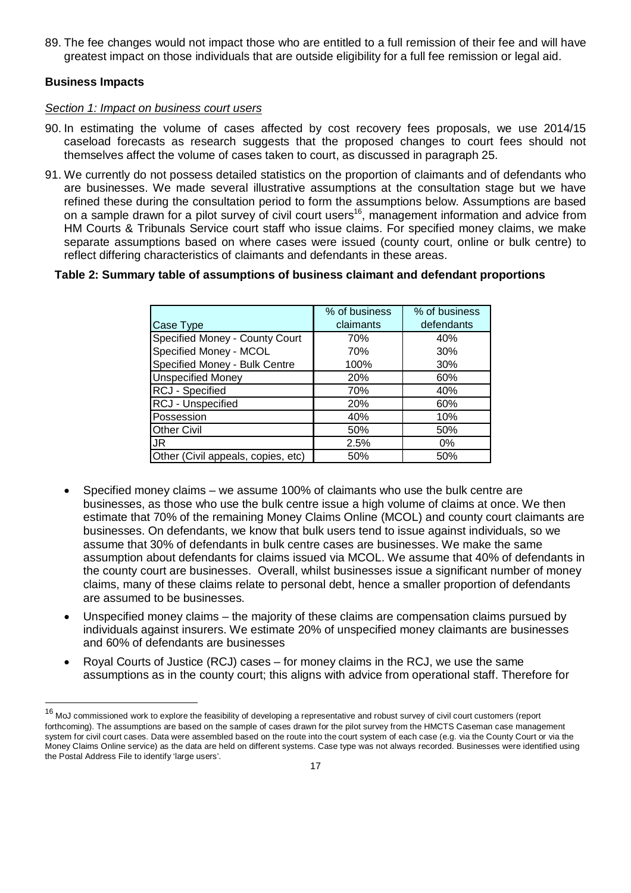89. The fee changes would not impact those who are entitled to a full remission of their fee and will have greatest impact on those individuals that are outside eligibility for a full fee remission or legal aid.

**Business Impacts**

*Section 1: Impact on business court users*

90. In estimating the volume of cases affected by cost recovery fees proposals, we use 2014/15 caseload forecasts as research suggests that the proposed changes to court fees should not themselves affect the volume of cases taken to court, as discussed in paragraph 25.

91. We currently do not possess detailed statistics on the proportion of claimants and of defendants who are businesses. We made several illustrative assumptions at the consultation stage but we have refined these during the consultation period to form the assumptions below. Assumptions are based on a sample drawn for a pilot survey of civil court users[16], management information and advice from HM Courts & Tribunals Service court staff who issue claims. For specified money claims, we make separate assumptions based on where cases were issued (county court, online or bulk centre) to reflect differing characteristics of claimants and defendants in these areas.

**Table 2: Summary table of assumptions of business claimant and defendant proportions**

| Case Type | % of business claimants | % of business defendants |
|---|---|---|
| Specified Money - County Court | 70% | 40% |
| Specified Money - MCOL | 70% | 30% |
| Specified Money - Bulk Centre | 100% | 30% |
| Unspecified Money | 20% | 60% |
| RCJ - Specified | 70% | 40% |
| RCJ - Unspecified | 20% | 60% |
| Possession | 40% | 10% |
| Other Civil | 50% | 50% |
| JR | 2.5% | 0% |
| Other (Civil appeals, copies, etc) | 50% | 50% |

- Specified money claims – we assume 100% of claimants who use the bulk centre are businesses, as those who use the bulk centre issue a high volume of claims at once. We then estimate that 70% of the remaining Money Claims Online (MCOL) and county court claimants are businesses. On defendants, we know that bulk users tend to issue against individuals, so we assume that 30% of defendants in bulk centre cases are businesses. We make the same assumption about defendants for claims issued via MCOL. We assume that 40% of defendants in the county court are businesses. Overall, whilst businesses issue a significant number of money claims, many of these claims relate to personal debt, hence a smaller proportion of defendants are assumed to be businesses.
- Unspecified money claims – the majority of these claims are compensation claims pursued by individuals against insurers. We estimate 20% of unspecified money claimants are businesses and 60% of defendants are businesses
- Royal Courts of Justice (RCJ) cases – for money claims in the RCJ, we use the same assumptions as in the county court; this aligns with advice from operational staff. Therefore for

[16] MoJ commissioned work to explore the feasibility of developing a representative and robust survey of civil court customers (report forthcoming). The assumptions are based on the sample of cases drawn for the pilot survey from the HMCTS Caseman case management system for civil court cases. Data were assembled based on the route into the court system of each case (e.g. via the County Court or via the Money Claims Online service) as the data are held on different systems. Case type was not always recorded. Businesses were identified using the Postal Address File to identify 'large users'.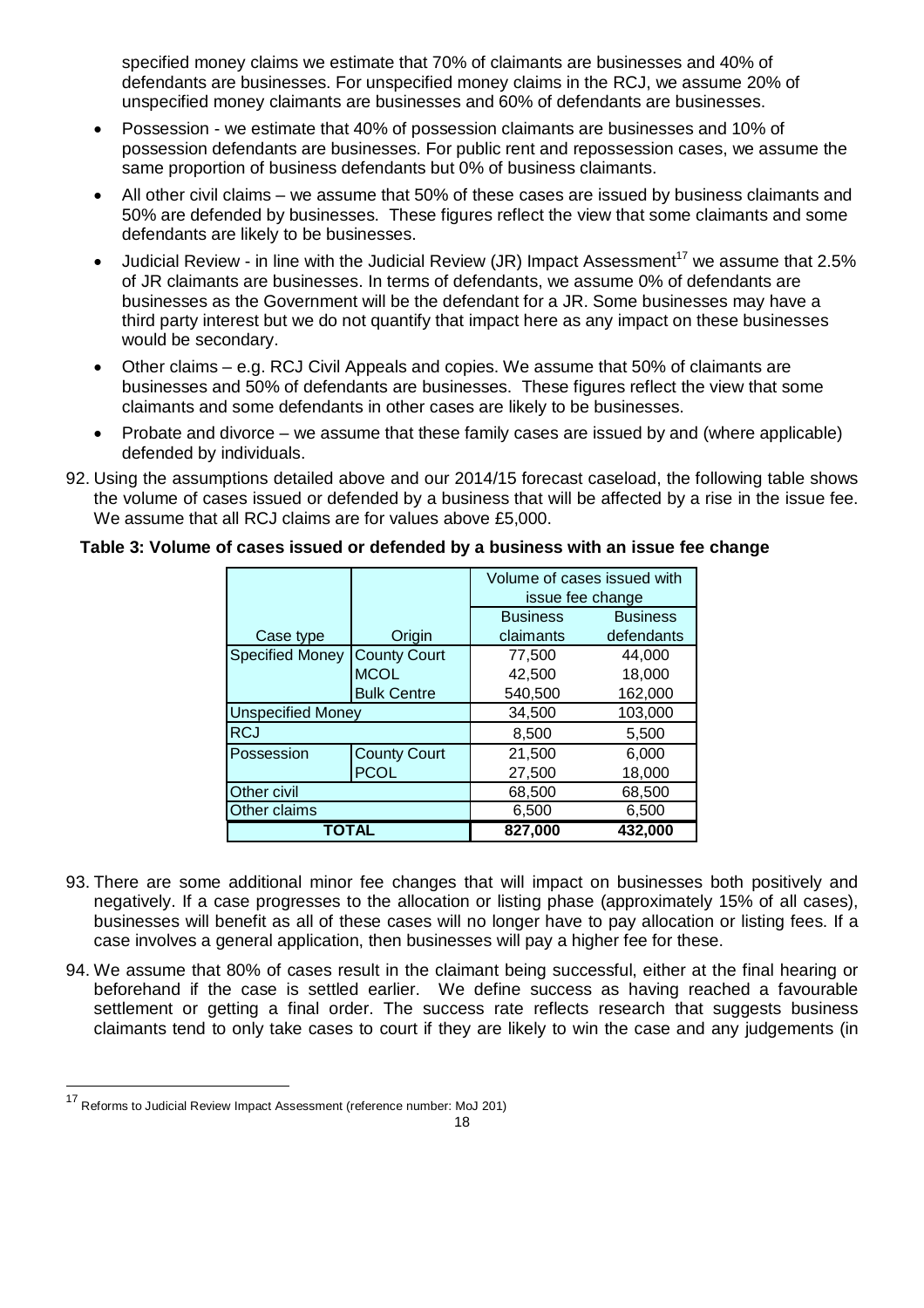specified money claims we estimate that 70% of claimants are businesses and 40% of defendants are businesses. For unspecified money claims in the RCJ, we assume 20% of unspecified money claimants are businesses and 60% of defendants are businesses.

- Possession - we estimate that 40% of possession claimants are businesses and 10% of possession defendants are businesses. For public rent and repossession cases, we assume the same proportion of business defendants but 0% of business claimants.
- All other civil claims – we assume that 50% of these cases are issued by business claimants and 50% are defended by businesses. These figures reflect the view that some claimants and some defendants are likely to be businesses.
- Judicial Review - in line with the Judicial Review (JR) Impact Assessment[17] we assume that 2.5% of JR claimants are businesses. In terms of defendants, we assume 0% of defendants are businesses as the Government will be the defendant for a JR. Some businesses may have a third party interest but we do not quantify that impact here as any impact on these businesses would be secondary.
- Other claims – e.g. RCJ Civil Appeals and copies. We assume that 50% of claimants are businesses and 50% of defendants are businesses. These figures reflect the view that some claimants and some defendants in other cases are likely to be businesses.
- Probate and divorce – we assume that these family cases are issued by and (where applicable) defended by individuals.

92. Using the assumptions detailed above and our 2014/15 forecast caseload, the following table shows the volume of cases issued or defended by a business that will be affected by a rise in the issue fee. We assume that all RCJ claims are for values above £5,000.

**Table 3: Volume of cases issued or defended by a business with an issue fee change**

| | | Volume of cases issued with issue fee change | |
|---|---|---|---|
| Case type | Origin | Business claimants | Business defendants |
| Specified Money | County Court | 77,500 | 44,000 |
| | MCOL | 42,500 | 18,000 |
| | Bulk Centre | 540,500 | 162,000 |
| Unspecified Money | | 34,500 | 103,000 |
| RCJ | | 8,500 | 5,500 |
| Possession | County Court | 21,500 | 6,000 |
| | PCOL | 27,500 | 18,000 |
| Other civil | | 68,500 | 68,500 |
| Other claims | | 6,500 | 6,500 |
| **TOTAL** | | **827,000** | **432,000** |

93. There are some additional minor fee changes that will impact on businesses both positively and negatively. If a case progresses to the allocation or listing phase (approximately 15% of all cases), businesses will benefit as all of these cases will no longer have to pay allocation or listing fees. If a case involves a general application, then businesses will pay a higher fee for these.

94. We assume that 80% of cases result in the claimant being successful, either at the final hearing or beforehand if the case is settled earlier. We define success as having reached a favourable settlement or getting a final order. The success rate reflects research that suggests business claimants tend to only take cases to court if they are likely to win the case and any judgements (in

---

[17] Reforms to Judicial Review Impact Assessment (reference number: MoJ 201)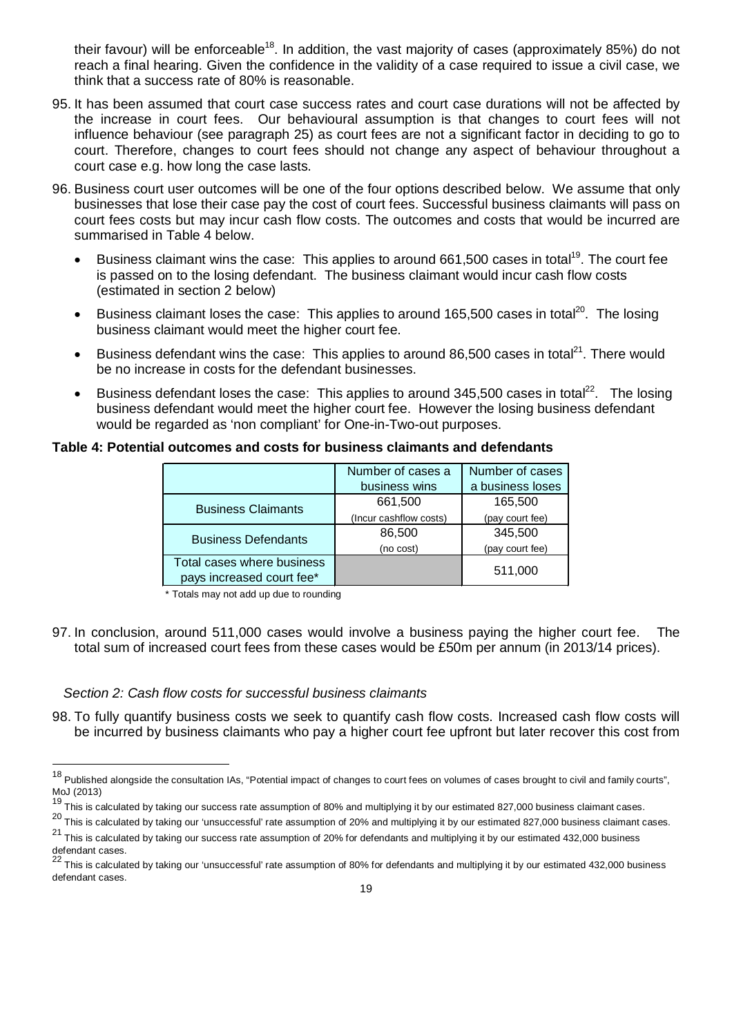their favour) will be enforceable[18]. In addition, the vast majority of cases (approximately 85%) do not reach a final hearing. Given the confidence in the validity of a case required to issue a civil case, we think that a success rate of 80% is reasonable.

95. It has been assumed that court case success rates and court case durations will not be affected by the increase in court fees. Our behavioural assumption is that changes to court fees will not influence behaviour (see paragraph 25) as court fees are not a significant factor in deciding to go to court. Therefore, changes to court fees should not change any aspect of behaviour throughout a court case e.g. how long the case lasts.

96. Business court user outcomes will be one of the four options described below. We assume that only businesses that lose their case pay the cost of court fees. Successful business claimants will pass on court fees costs but may incur cash flow costs. The outcomes and costs that would be incurred are summarised in Table 4 below.

   - Business claimant wins the case: This applies to around 661,500 cases in total[19]. The court fee is passed on to the losing defendant. The business claimant would incur cash flow costs (estimated in section 2 below)
   - Business claimant loses the case: This applies to around 165,500 cases in total[20]. The losing business claimant would meet the higher court fee.
   - Business defendant wins the case: This applies to around 86,500 cases in total[21]. There would be no increase in costs for the defendant businesses.
   - Business defendant loses the case: This applies to around 345,500 cases in total[22]. The losing business defendant would meet the higher court fee. However the losing business defendant would be regarded as 'non compliant' for One-in-Two-out purposes.

**Table 4: Potential outcomes and costs for business claimants and defendants**

| | Number of cases a business wins | Number of cases a business loses |
|---|---|---|
| Business Claimants | 661,500 (Incur cashflow costs) | 165,500 (pay court fee) |
| Business Defendants | 86,500 (no cost) | 345,500 (pay court fee) |
| Total cases where business pays increased court fee* | | 511,000 |

\* Totals may not add up due to rounding

97. In conclusion, around 511,000 cases would involve a business paying the higher court fee. The total sum of increased court fees from these cases would be £50m per annum (in 2013/14 prices).

*Section 2: Cash flow costs for successful business claimants*

98. To fully quantify business costs we seek to quantify cash flow costs. Increased cash flow costs will be incurred by business claimants who pay a higher court fee upfront but later recover this cost from

[18] Published alongside the consultation IAs, "Potential impact of changes to court fees on volumes of cases brought to civil and family courts", MoJ (2013)

[19] This is calculated by taking our success rate assumption of 80% and multiplying it by our estimated 827,000 business claimant cases.

[20] This is calculated by taking our 'unsuccessful' rate assumption of 20% and multiplying it by our estimated 827,000 business claimant cases.

[21] This is calculated by taking our success rate assumption of 20% for defendants and multiplying it by our estimated 432,000 business defendant cases.

[22] This is calculated by taking our 'unsuccessful' rate assumption of 80% for defendants and multiplying it by our estimated 432,000 business defendant cases.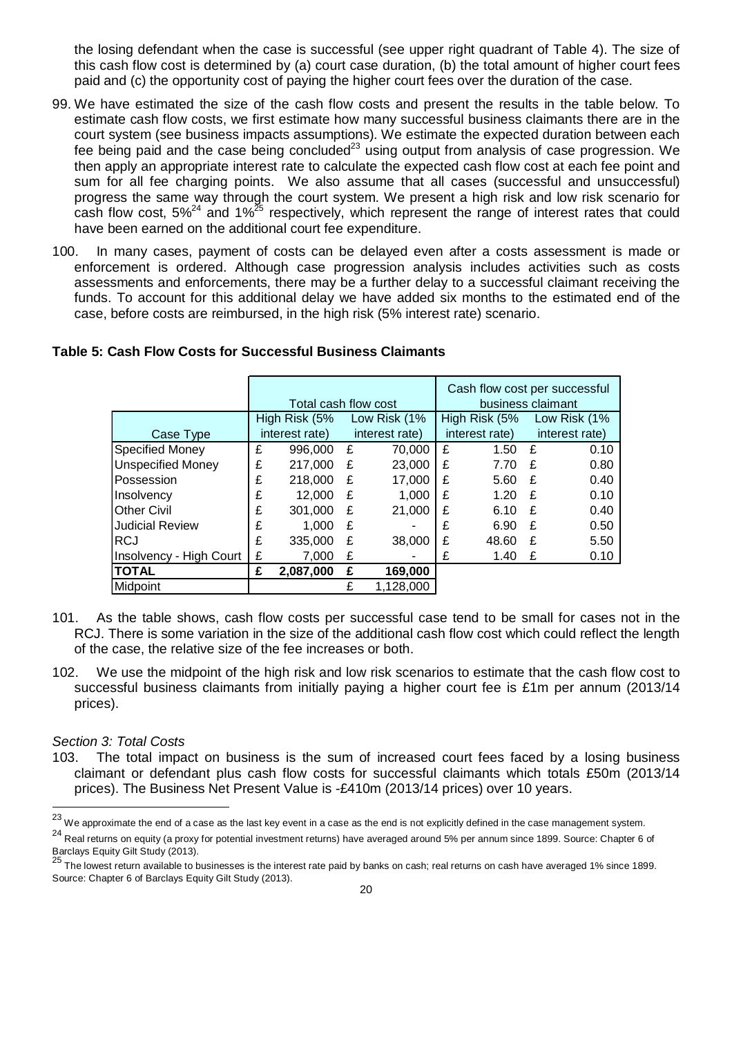the losing defendant when the case is successful (see upper right quadrant of Table 4). The size of this cash flow cost is determined by (a) court case duration, (b) the total amount of higher court fees paid and (c) the opportunity cost of paying the higher court fees over the duration of the case.

99. We have estimated the size of the cash flow costs and present the results in the table below. To estimate cash flow costs, we first estimate how many successful business claimants there are in the court system (see business impacts assumptions). We estimate the expected duration between each fee being paid and the case being concluded[23] using output from analysis of case progression. We then apply an appropriate interest rate to calculate the expected cash flow cost at each fee point and sum for all fee charging points. We also assume that all cases (successful and unsuccessful) progress the same way through the court system. We present a high risk and low risk scenario for cash flow cost, 5%[24] and 1%[25] respectively, which represent the range of interest rates that could have been earned on the additional court fee expenditure.

100. In many cases, payment of costs can be delayed even after a costs assessment is made or enforcement is ordered. Although case progression analysis includes activities such as costs assessments and enforcements, there may be a further delay to a successful claimant receiving the funds. To account for this additional delay we have added six months to the estimated end of the case, before costs are reimbursed, in the high risk (5% interest rate) scenario.

**Table 5: Cash Flow Costs for Successful Business Claimants**

| | Total cash flow cost | | Cash flow cost per successful business claimant | |
|---|---|---|---|---|
| Case Type | High Risk (5% interest rate) | Low Risk (1% interest rate) | High Risk (5% interest rate) | Low Risk (1% interest rate) |
| Specified Money | £ 996,000 | £ 70,000 | £ 1.50 | £ 0.10 |
| Unspecified Money | £ 217,000 | £ 23,000 | £ 7.70 | £ 0.80 |
| Possession | £ 218,000 | £ 17,000 | £ 5.60 | £ 0.40 |
| Insolvency | £ 12,000 | £ 1,000 | £ 1.20 | £ 0.10 |
| Other Civil | £ 301,000 | £ 21,000 | £ 6.10 | £ 0.40 |
| Judicial Review | £ 1,000 | £ - | £ 6.90 | £ 0.50 |
| RCJ | £ 335,000 | £ 38,000 | £ 48.60 | £ 5.50 |
| Insolvency - High Court | £ 7,000 | £ - | £ 1.40 | £ 0.10 |
| **TOTAL** | **£ 2,087,000** | **£ 169,000** | | |
| Midpoint | | £ 1,128,000 | | |

101. As the table shows, cash flow costs per successful case tend to be small for cases not in the RCJ. There is some variation in the size of the additional cash flow cost which could reflect the length of the case, the relative size of the fee increases or both.

102. We use the midpoint of the high risk and low risk scenarios to estimate that the cash flow cost to successful business claimants from initially paying a higher court fee is £1m per annum (2013/14 prices).

*Section 3: Total Costs*

103. The total impact on business is the sum of increased court fees faced by a losing business claimant or defendant plus cash flow costs for successful claimants which totals £50m (2013/14 prices). The Business Net Present Value is -£410m (2013/14 prices) over 10 years.

[23] We approximate the end of a case as the last key event in a case as the end is not explicitly defined in the case management system.

[24] Real returns on equity (a proxy for potential investment returns) have averaged around 5% per annum since 1899. Source: Chapter 6 of Barclays Equity Gilt Study (2013).

[25] The lowest return available to businesses is the interest rate paid by banks on cash; real returns on cash have averaged 1% since 1899. Source: Chapter 6 of Barclays Equity Gilt Study (2013).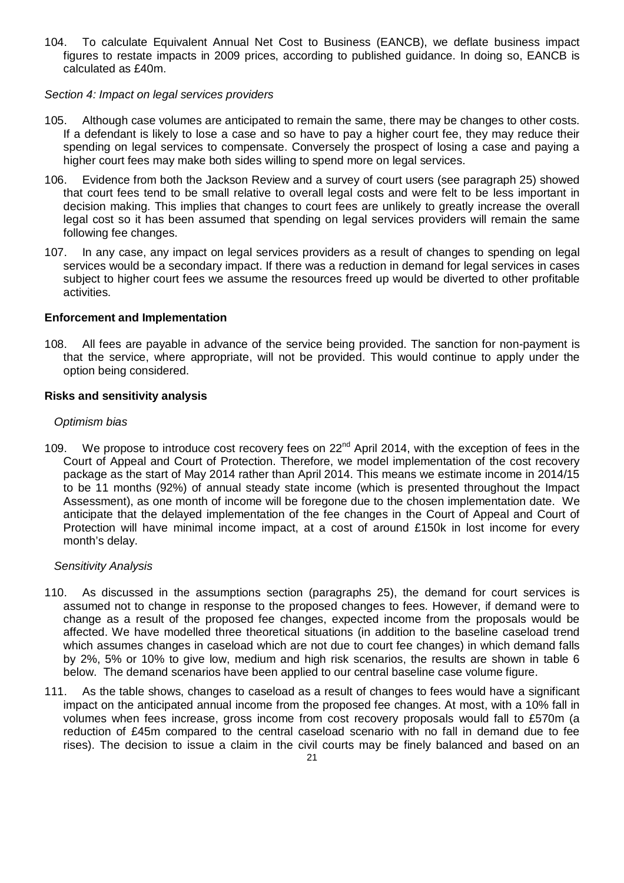104. To calculate Equivalent Annual Net Cost to Business (EANCB), we deflate business impact figures to restate impacts in 2009 prices, according to published guidance. In doing so, EANCB is calculated as £40m.

*Section 4: Impact on legal services providers*

105. Although case volumes are anticipated to remain the same, there may be changes to other costs. If a defendant is likely to lose a case and so have to pay a higher court fee, they may reduce their spending on legal services to compensate. Conversely the prospect of losing a case and paying a higher court fees may make both sides willing to spend more on legal services.

106. Evidence from both the Jackson Review and a survey of court users (see paragraph 25) showed that court fees tend to be small relative to overall legal costs and were felt to be less important in decision making. This implies that changes to court fees are unlikely to greatly increase the overall legal cost so it has been assumed that spending on legal services providers will remain the same following fee changes.

107. In any case, any impact on legal services providers as a result of changes to spending on legal services would be a secondary impact. If there was a reduction in demand for legal services in cases subject to higher court fees we assume the resources freed up would be diverted to other profitable activities.

**Enforcement and Implementation**

108. All fees are payable in advance of the service being provided. The sanction for non-payment is that the service, where appropriate, will not be provided. This would continue to apply under the option being considered.

**Risks and sensitivity analysis**

*Optimism bias*

109. We propose to introduce cost recovery fees on 22nd April 2014, with the exception of fees in the Court of Appeal and Court of Protection. Therefore, we model implementation of the cost recovery package as the start of May 2014 rather than April 2014. This means we estimate income in 2014/15 to be 11 months (92%) of annual steady state income (which is presented throughout the Impact Assessment), as one month of income will be foregone due to the chosen implementation date. We anticipate that the delayed implementation of the fee changes in the Court of Appeal and Court of Protection will have minimal income impact, at a cost of around £150k in lost income for every month's delay.

*Sensitivity Analysis*

110. As discussed in the assumptions section (paragraphs 25), the demand for court services is assumed not to change in response to the proposed changes to fees. However, if demand were to change as a result of the proposed fee changes, expected income from the proposals would be affected. We have modelled three theoretical situations (in addition to the baseline caseload trend which assumes changes in caseload which are not due to court fee changes) in which demand falls by 2%, 5% or 10% to give low, medium and high risk scenarios, the results are shown in table 6 below. The demand scenarios have been applied to our central baseline case volume figure.

111. As the table shows, changes to caseload as a result of changes to fees would have a significant impact on the anticipated annual income from the proposed fee changes. At most, with a 10% fall in volumes when fees increase, gross income from cost recovery proposals would fall to £570m (a reduction of £45m compared to the central caseload scenario with no fall in demand due to fee rises). The decision to issue a claim in the civil courts may be finely balanced and based on an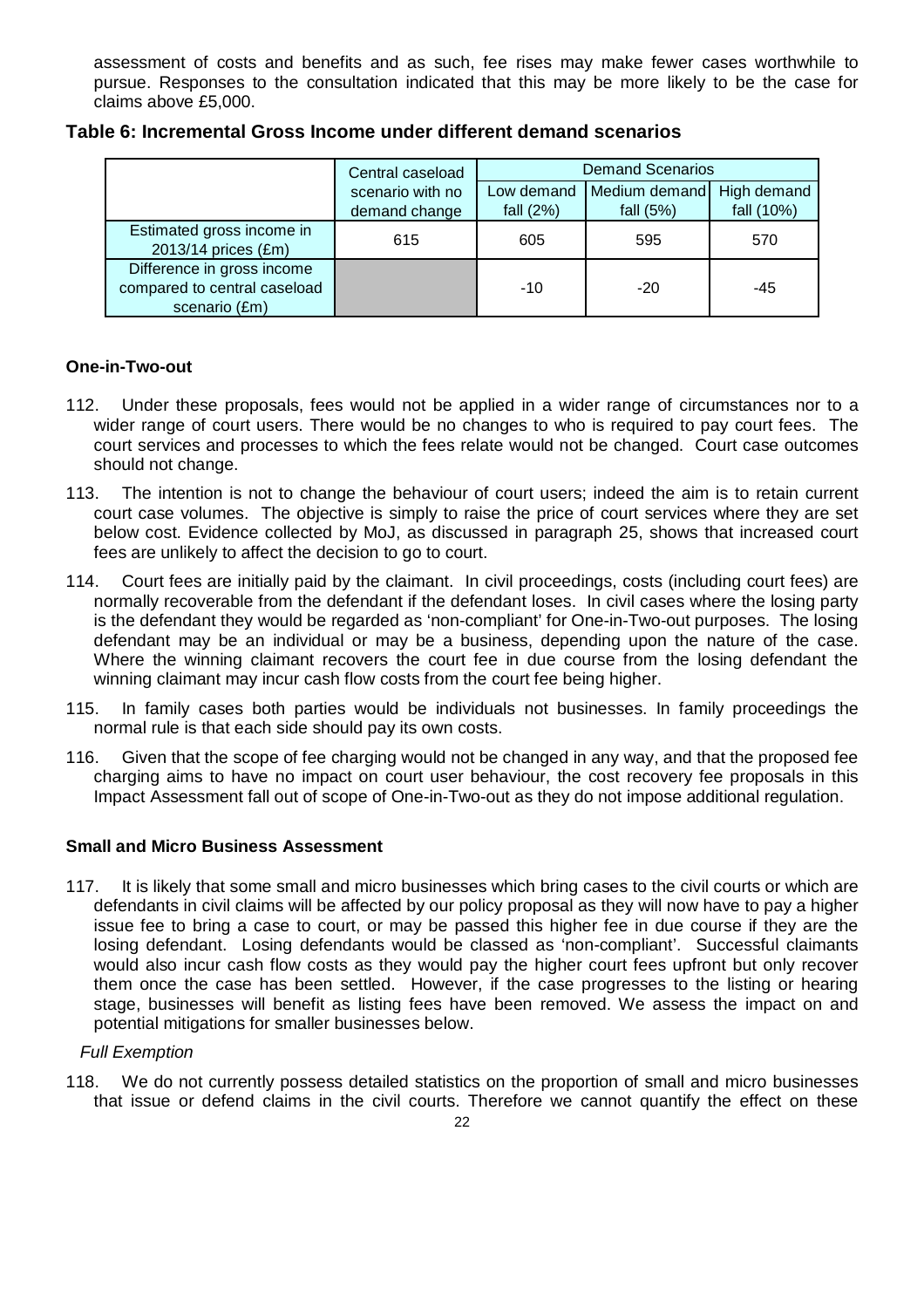assessment of costs and benefits and as such, fee rises may make fewer cases worthwhile to pursue. Responses to the consultation indicated that this may be more likely to be the case for claims above £5,000.

**Table 6: Incremental Gross Income under different demand scenarios**

| | Central caseload scenario with no demand change | Demand Scenarios | | |
|---|---|---|---|---|
| | | Low demand fall (2%) | Medium demand fall (5%) | High demand fall (10%) |
| Estimated gross income in 2013/14 prices (£m) | 615 | 605 | 595 | 570 |
| Difference in gross income compared to central caseload scenario (£m) | | -10 | -20 | -45 |

**One-in-Two-out**

112. Under these proposals, fees would not be applied in a wider range of circumstances nor to a wider range of court users. There would be no changes to who is required to pay court fees. The court services and processes to which the fees relate would not be changed. Court case outcomes should not change.

113. The intention is not to change the behaviour of court users; indeed the aim is to retain current court case volumes. The objective is simply to raise the price of court services where they are set below cost. Evidence collected by MoJ, as discussed in paragraph 25, shows that increased court fees are unlikely to affect the decision to go to court.

114. Court fees are initially paid by the claimant. In civil proceedings, costs (including court fees) are normally recoverable from the defendant if the defendant loses. In civil cases where the losing party is the defendant they would be regarded as 'non-compliant' for One-in-Two-out purposes. The losing defendant may be an individual or may be a business, depending upon the nature of the case. Where the winning claimant recovers the court fee in due course from the losing defendant the winning claimant may incur cash flow costs from the court fee being higher.

115. In family cases both parties would be individuals not businesses. In family proceedings the normal rule is that each side should pay its own costs.

116. Given that the scope of fee charging would not be changed in any way, and that the proposed fee charging aims to have no impact on court user behaviour, the cost recovery fee proposals in this Impact Assessment fall out of scope of One-in-Two-out as they do not impose additional regulation.

**Small and Micro Business Assessment**

117. It is likely that some small and micro businesses which bring cases to the civil courts or which are defendants in civil claims will be affected by our policy proposal as they will now have to pay a higher issue fee to bring a case to court, or may be passed this higher fee in due course if they are the losing defendant. Losing defendants would be classed as 'non-compliant'. Successful claimants would also incur cash flow costs as they would pay the higher court fees upfront but only recover them once the case has been settled. However, if the case progresses to the listing or hearing stage, businesses will benefit as listing fees have been removed. We assess the impact on and potential mitigations for smaller businesses below.

*Full Exemption*

118. We do not currently possess detailed statistics on the proportion of small and micro businesses that issue or defend claims in the civil courts. Therefore we cannot quantify the effect on these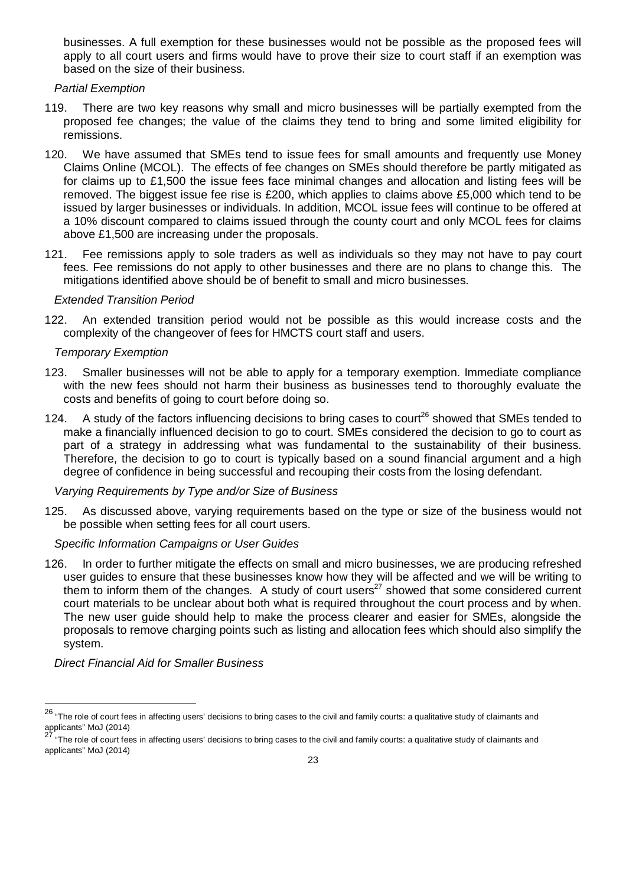businesses. A full exemption for these businesses would not be possible as the proposed fees will apply to all court users and firms would have to prove their size to court staff if an exemption was based on the size of their business.

*Partial Exemption*

119. There are two key reasons why small and micro businesses will be partially exempted from the proposed fee changes; the value of the claims they tend to bring and some limited eligibility for remissions.

120. We have assumed that SMEs tend to issue fees for small amounts and frequently use Money Claims Online (MCOL). The effects of fee changes on SMEs should therefore be partly mitigated as for claims up to £1,500 the issue fees face minimal changes and allocation and listing fees will be removed. The biggest issue fee rise is £200, which applies to claims above £5,000 which tend to be issued by larger businesses or individuals. In addition, MCOL issue fees will continue to be offered at a 10% discount compared to claims issued through the county court and only MCOL fees for claims above £1,500 are increasing under the proposals.

121. Fee remissions apply to sole traders as well as individuals so they may not have to pay court fees. Fee remissions do not apply to other businesses and there are no plans to change this. The mitigations identified above should be of benefit to small and micro businesses.

*Extended Transition Period*

122. An extended transition period would not be possible as this would increase costs and the complexity of the changeover of fees for HMCTS court staff and users.

*Temporary Exemption*

123. Smaller businesses will not be able to apply for a temporary exemption. Immediate compliance with the new fees should not harm their business as businesses tend to thoroughly evaluate the costs and benefits of going to court before doing so.

124. A study of the factors influencing decisions to bring cases to court[26] showed that SMEs tended to make a financially influenced decision to go to court. SMEs considered the decision to go to court as part of a strategy in addressing what was fundamental to the sustainability of their business. Therefore, the decision to go to court is typically based on a sound financial argument and a high degree of confidence in being successful and recouping their costs from the losing defendant.

*Varying Requirements by Type and/or Size of Business*

125. As discussed above, varying requirements based on the type or size of the business would not be possible when setting fees for all court users.

*Specific Information Campaigns or User Guides*

126. In order to further mitigate the effects on small and micro businesses, we are producing refreshed user guides to ensure that these businesses know how they will be affected and we will be writing to them to inform them of the changes. A study of court users[27] showed that some considered current court materials to be unclear about both what is required throughout the court process and by when. The new user guide should help to make the process clearer and easier for SMEs, alongside the proposals to remove charging points such as listing and allocation fees which should also simplify the system.

*Direct Financial Aid for Smaller Business*

---

[26] "The role of court fees in affecting users' decisions to bring cases to the civil and family courts: a qualitative study of claimants and applicants" MoJ (2014)

[27] "The role of court fees in affecting users' decisions to bring cases to the civil and family courts: a qualitative study of claimants and applicants" MoJ (2014)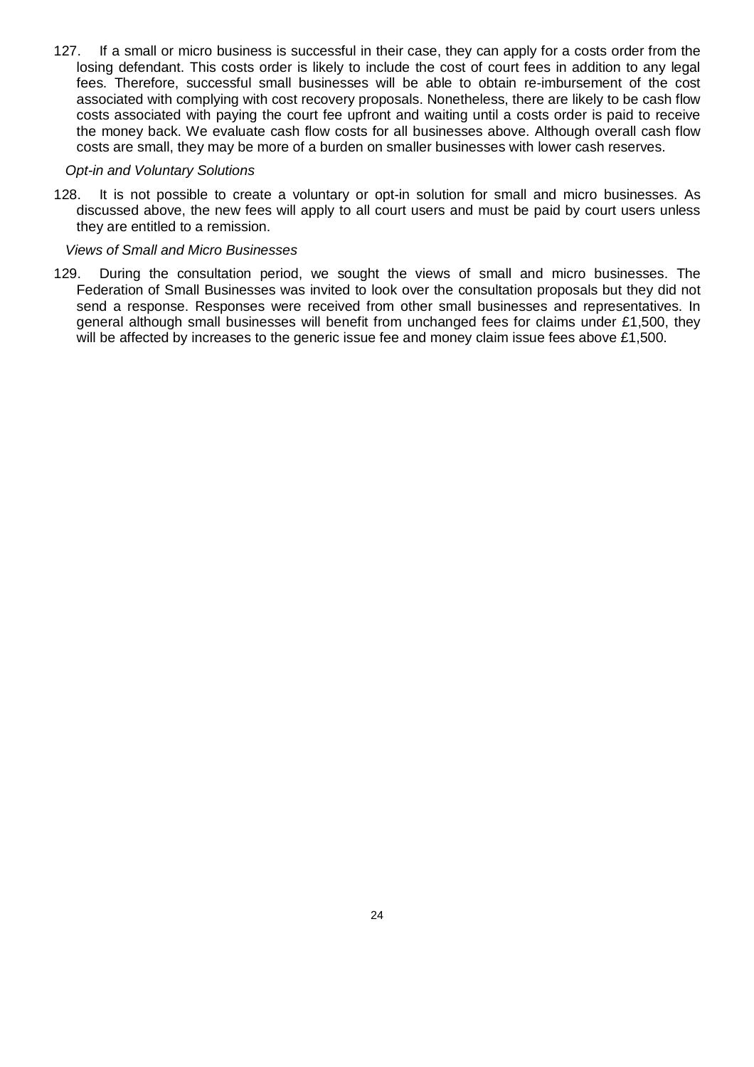127. If a small or micro business is successful in their case, they can apply for a costs order from the losing defendant. This costs order is likely to include the cost of court fees in addition to any legal fees. Therefore, successful small businesses will be able to obtain re-imbursement of the cost associated with complying with cost recovery proposals. Nonetheless, there are likely to be cash flow costs associated with paying the court fee upfront and waiting until a costs order is paid to receive the money back. We evaluate cash flow costs for all businesses above. Although overall cash flow costs are small, they may be more of a burden on smaller businesses with lower cash reserves.

*Opt-in and Voluntary Solutions*

128. It is not possible to create a voluntary or opt-in solution for small and micro businesses. As discussed above, the new fees will apply to all court users and must be paid by court users unless they are entitled to a remission.

*Views of Small and Micro Businesses*

129. During the consultation period, we sought the views of small and micro businesses. The Federation of Small Businesses was invited to look over the consultation proposals but they did not send a response. Responses were received from other small businesses and representatives. In general although small businesses will benefit from unchanged fees for claims under £1,500, they will be affected by increases to the generic issue fee and money claim issue fees above £1,500.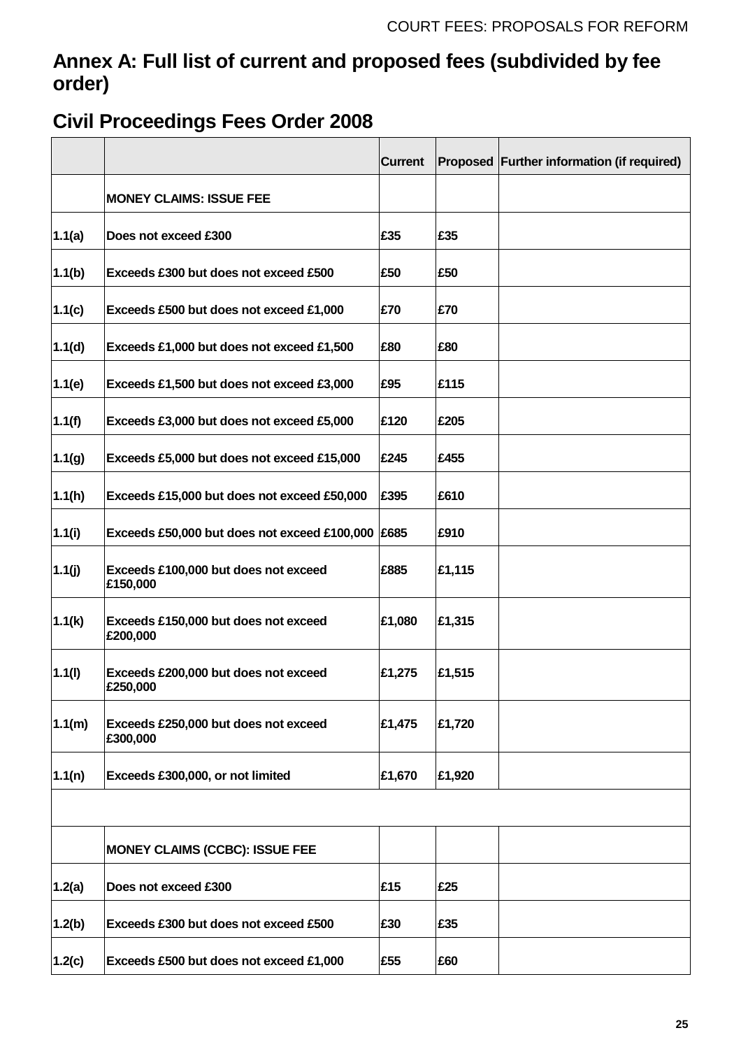## Annex A: Full list of current and proposed fees (subdivided by fee order)

## Civil Proceedings Fees Order 2008

| | | Current | Proposed | Further information (if required) |
|---|---|---|---|---|
| | **MONEY CLAIMS: ISSUE FEE** | | | |
| 1.1(a) | Does not exceed £300 | £35 | £35 | |
| 1.1(b) | Exceeds £300 but does not exceed £500 | £50 | £50 | |
| 1.1(c) | Exceeds £500 but does not exceed £1,000 | £70 | £70 | |
| 1.1(d) | Exceeds £1,000 but does not exceed £1,500 | £80 | £80 | |
| 1.1(e) | Exceeds £1,500 but does not exceed £3,000 | £95 | £115 | |
| 1.1(f) | Exceeds £3,000 but does not exceed £5,000 | £120 | £205 | |
| 1.1(g) | Exceeds £5,000 but does not exceed £15,000 | £245 | £455 | |
| 1.1(h) | Exceeds £15,000 but does not exceed £50,000 | £395 | £610 | |
| 1.1(i) | Exceeds £50,000 but does not exceed £100,000 | £685 | £910 | |
| 1.1(j) | Exceeds £100,000 but does not exceed £150,000 | £885 | £1,115 | |
| 1.1(k) | Exceeds £150,000 but does not exceed £200,000 | £1,080 | £1,315 | |
| 1.1(l) | Exceeds £200,000 but does not exceed £250,000 | £1,275 | £1,515 | |
| 1.1(m) | Exceeds £250,000 but does not exceed £300,000 | £1,475 | £1,720 | |
| 1.1(n) | Exceeds £300,000, or not limited | £1,670 | £1,920 | |
| | | | | |
| | **MONEY CLAIMS (CCBC): ISSUE FEE** | | | |
| 1.2(a) | Does not exceed £300 | £15 | £25 | |
| 1.2(b) | Exceeds £300 but does not exceed £500 | £30 | £35 | |
| 1.2(c) | Exceeds £500 but does not exceed £1,000 | £55 | £60 | |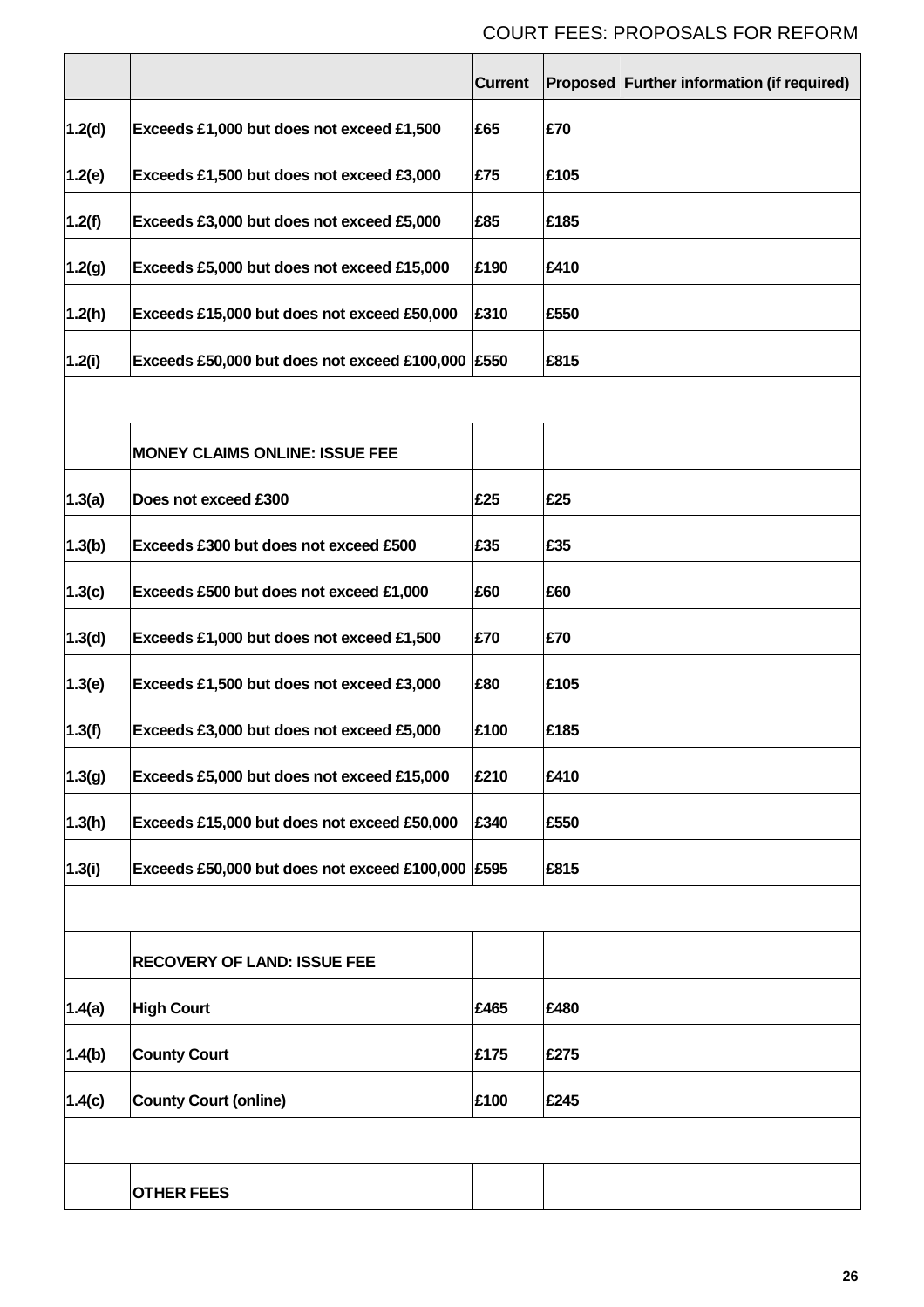| | | Current | Proposed | Further information (if required) |
|---|---|---|---|---|
| 1.2(d) | Exceeds £1,000 but does not exceed £1,500 | £65 | £70 | |
| 1.2(e) | Exceeds £1,500 but does not exceed £3,000 | £75 | £105 | |
| 1.2(f) | Exceeds £3,000 but does not exceed £5,000 | £85 | £185 | |
| 1.2(g) | Exceeds £5,000 but does not exceed £15,000 | £190 | £410 | |
| 1.2(h) | Exceeds £15,000 but does not exceed £50,000 | £310 | £550 | |
| 1.2(i) | Exceeds £50,000 but does not exceed £100,000 | £550 | £815 | |
| | | | | |
| | **MONEY CLAIMS ONLINE: ISSUE FEE** | | | |
| 1.3(a) | Does not exceed £300 | £25 | £25 | |
| 1.3(b) | Exceeds £300 but does not exceed £500 | £35 | £35 | |
| 1.3(c) | Exceeds £500 but does not exceed £1,000 | £60 | £60 | |
| 1.3(d) | Exceeds £1,000 but does not exceed £1,500 | £70 | £70 | |
| 1.3(e) | Exceeds £1,500 but does not exceed £3,000 | £80 | £105 | |
| 1.3(f) | Exceeds £3,000 but does not exceed £5,000 | £100 | £185 | |
| 1.3(g) | Exceeds £5,000 but does not exceed £15,000 | £210 | £410 | |
| 1.3(h) | Exceeds £15,000 but does not exceed £50,000 | £340 | £550 | |
| 1.3(i) | Exceeds £50,000 but does not exceed £100,000 | £595 | £815 | |
| | | | | |
| | **RECOVERY OF LAND: ISSUE FEE** | | | |
| 1.4(a) | High Court | £465 | £480 | |
| 1.4(b) | County Court | £175 | £275 | |
| 1.4(c) | County Court (online) | £100 | £245 | |
| | | | | |
| | **OTHER FEES** | | | |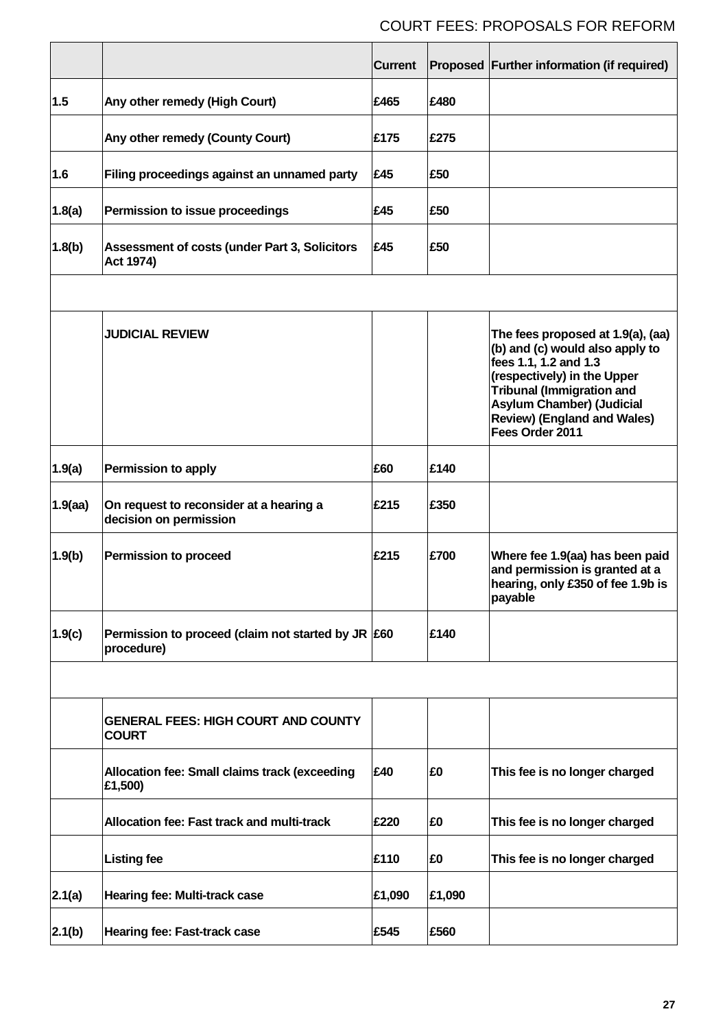| | | Current | Proposed | Further information (if required) |
|---|---|---|---|---|
| 1.5 | Any other remedy (High Court) | £465 | £480 | |
| | Any other remedy (County Court) | £175 | £275 | |
| 1.6 | Filing proceedings against an unnamed party | £45 | £50 | |
| 1.8(a) | Permission to issue proceedings | £45 | £50 | |
| 1.8(b) | Assessment of costs (under Part 3, Solicitors Act 1974) | £45 | £50 | |
| | | | | |
| | JUDICIAL REVIEW | | | The fees proposed at 1.9(a), (aa) (b) and (c) would also apply to fees 1.1, 1.2 and 1.3 (respectively) in the Upper Tribunal (Immigration and Asylum Chamber) (Judicial Review) (England and Wales) Fees Order 2011 |
| 1.9(a) | Permission to apply | £60 | £140 | |
| 1.9(aa) | On request to reconsider at a hearing a decision on permission | £215 | £350 | |
| 1.9(b) | Permission to proceed | £215 | £700 | Where fee 1.9(aa) has been paid and permission is granted at a hearing, only £350 of fee 1.9b is payable |
| 1.9(c) | Permission to proceed (claim not started by JR procedure) | £60 | £140 | |
| | | | | |
| | GENERAL FEES: HIGH COURT AND COUNTY COURT | | | |
| | Allocation fee: Small claims track (exceeding £1,500) | £40 | £0 | This fee is no longer charged |
| | Allocation fee: Fast track and multi-track | £220 | £0 | This fee is no longer charged |
| | Listing fee | £110 | £0 | This fee is no longer charged |
| 2.1(a) | Hearing fee: Multi-track case | £1,090 | £1,090 | |
| 2.1(b) | Hearing fee: Fast-track case | £545 | £560 | |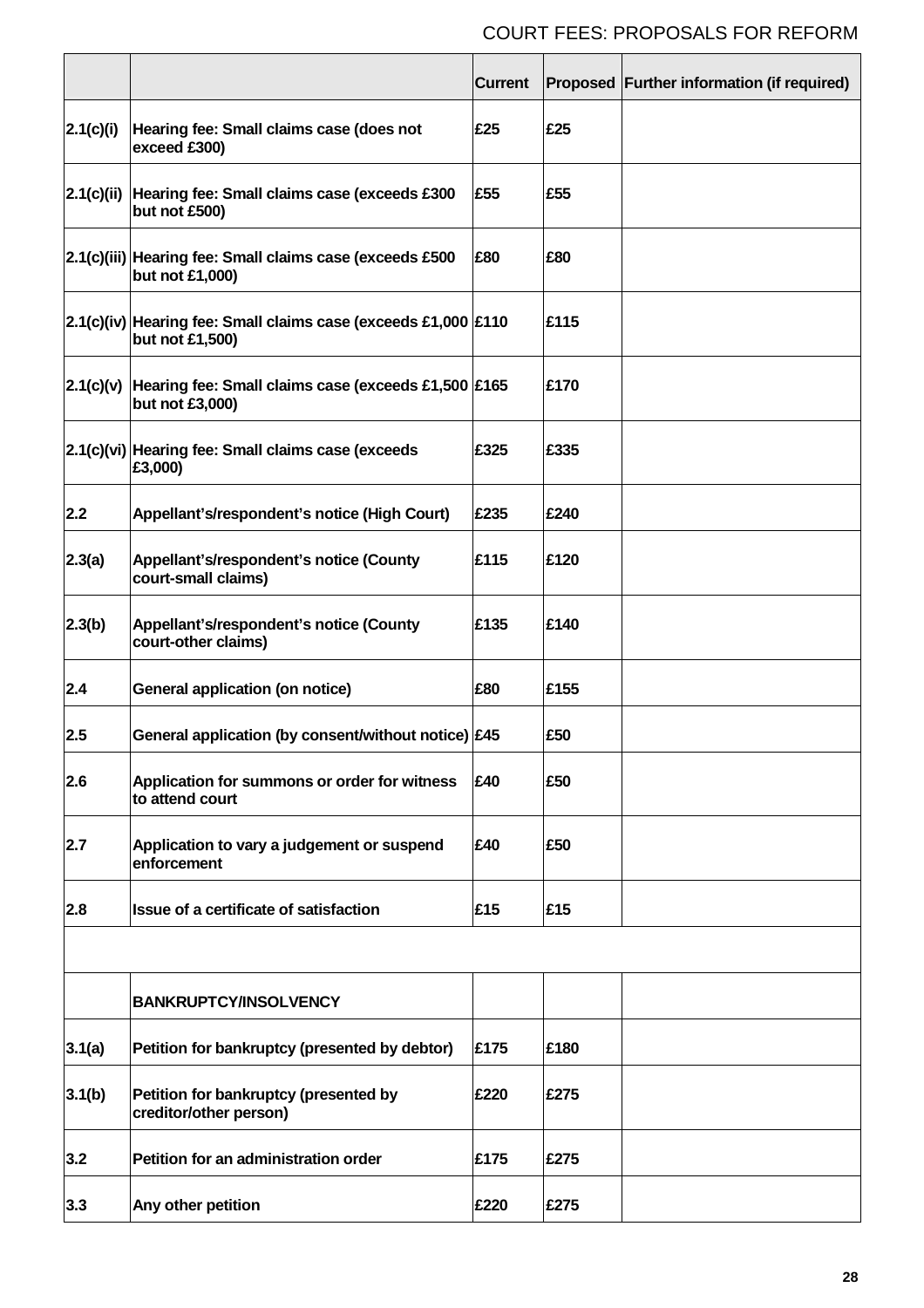| | | Current | Proposed | Further information (if required) |
|---|---|---|---|---|
| 2.1(c)(i) | Hearing fee: Small claims case (does not exceed £300) | £25 | £25 | |
| 2.1(c)(ii) | Hearing fee: Small claims case (exceeds £300 but not £500) | £55 | £55 | |
| 2.1(c)(iii) | Hearing fee: Small claims case (exceeds £500 but not £1,000) | £80 | £80 | |
| 2.1(c)(iv) | Hearing fee: Small claims case (exceeds £1,000 but not £1,500) | £110 | £115 | |
| 2.1(c)(v) | Hearing fee: Small claims case (exceeds £1,500 but not £3,000) | £165 | £170 | |
| 2.1(c)(vi) | Hearing fee: Small claims case (exceeds £3,000) | £325 | £335 | |
| 2.2 | Appellant's/respondent's notice (High Court) | £235 | £240 | |
| 2.3(a) | Appellant's/respondent's notice (County court-small claims) | £115 | £120 | |
| 2.3(b) | Appellant's/respondent's notice (County court-other claims) | £135 | £140 | |
| 2.4 | General application (on notice) | £80 | £155 | |
| 2.5 | General application (by consent/without notice) | £45 | £50 | |
| 2.6 | Application for summons or order for witness to attend court | £40 | £50 | |
| 2.7 | Application to vary a judgement or suspend enforcement | £40 | £50 | |
| 2.8 | Issue of a certificate of satisfaction | £15 | £15 | |
| | | | | |
| | BANKRUPTCY/INSOLVENCY | | | |
| 3.1(a) | Petition for bankruptcy (presented by debtor) | £175 | £180 | |
| 3.1(b) | Petition for bankruptcy (presented by creditor/other person) | £220 | £275 | |
| 3.2 | Petition for an administration order | £175 | £275 | |
| 3.3 | Any other petition | £220 | £275 | |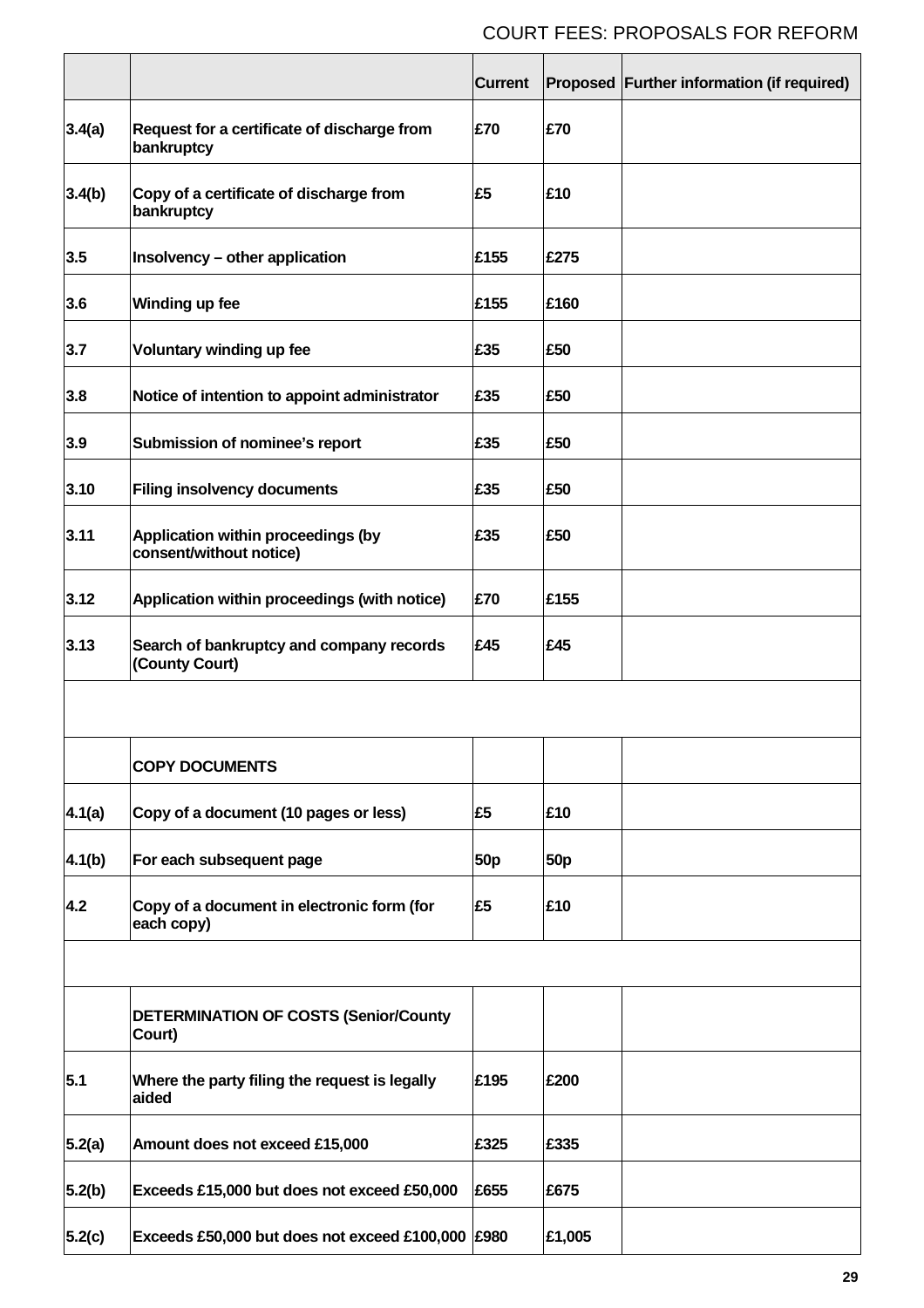| | | Current | Proposed | Further information (if required) |
|---|---|---|---|---|
| 3.4(a) | Request for a certificate of discharge from bankruptcy | £70 | £70 | |
| 3.4(b) | Copy of a certificate of discharge from bankruptcy | £5 | £10 | |
| 3.5 | Insolvency – other application | £155 | £275 | |
| 3.6 | Winding up fee | £155 | £160 | |
| 3.7 | Voluntary winding up fee | £35 | £50 | |
| 3.8 | Notice of intention to appoint administrator | £35 | £50 | |
| 3.9 | Submission of nominee's report | £35 | £50 | |
| 3.10 | Filing insolvency documents | £35 | £50 | |
| 3.11 | Application within proceedings (by consent/without notice) | £35 | £50 | |
| 3.12 | Application within proceedings (with notice) | £70 | £155 | |
| 3.13 | Search of bankruptcy and company records (County Court) | £45 | £45 | |
| | | | | |
| | **COPY DOCUMENTS** | | | |
| 4.1(a) | Copy of a document (10 pages or less) | £5 | £10 | |
| 4.1(b) | For each subsequent page | 50p | 50p | |
| 4.2 | Copy of a document in electronic form (for each copy) | £5 | £10 | |
| | | | | |
| | **DETERMINATION OF COSTS (Senior/County Court)** | | | |
| 5.1 | Where the party filing the request is legally aided | £195 | £200 | |
| 5.2(a) | Amount does not exceed £15,000 | £325 | £335 | |
| 5.2(b) | Exceeds £15,000 but does not exceed £50,000 | £655 | £675 | |
| 5.2(c) | Exceeds £50,000 but does not exceed £100,000 | £980 | £1,005 | |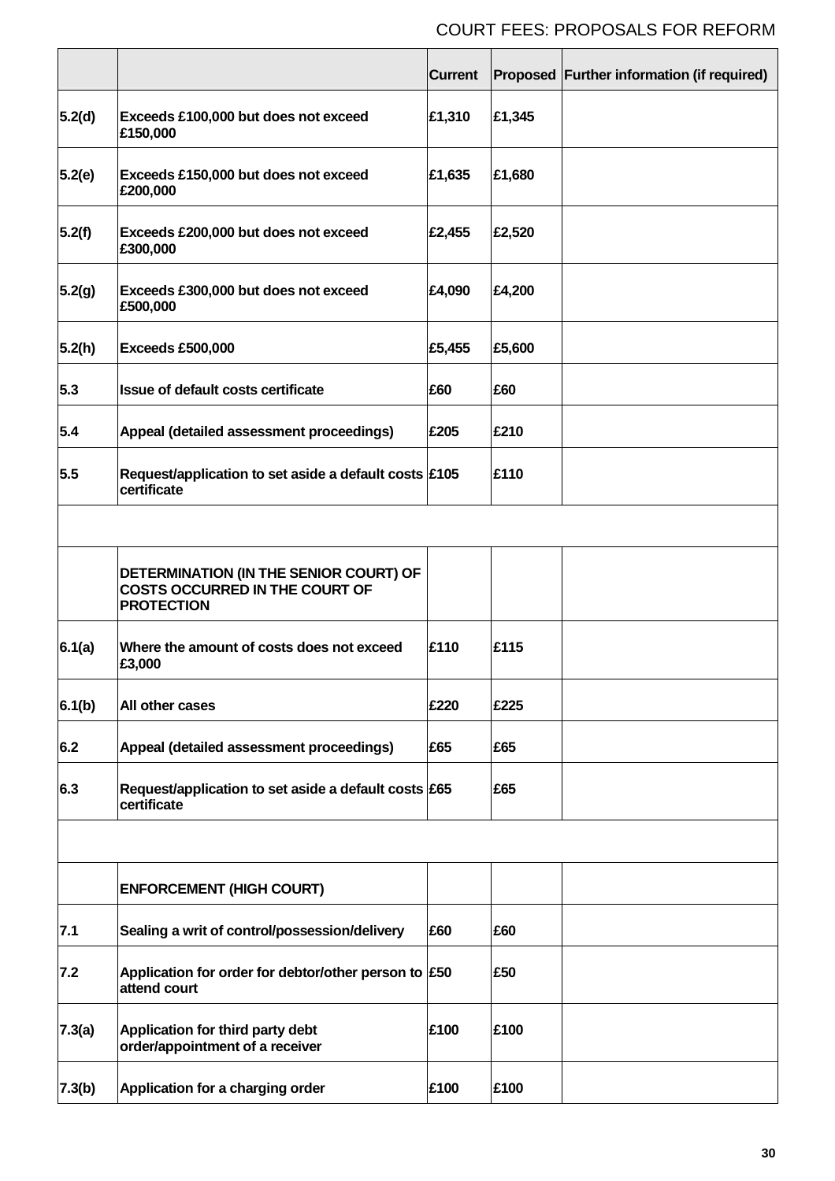| | | Current | Proposed | Further information (if required) |
|---|---|---|---|---|
| 5.2(d) | Exceeds £100,000 but does not exceed £150,000 | £1,310 | £1,345 | |
| 5.2(e) | Exceeds £150,000 but does not exceed £200,000 | £1,635 | £1,680 | |
| 5.2(f) | Exceeds £200,000 but does not exceed £300,000 | £2,455 | £2,520 | |
| 5.2(g) | Exceeds £300,000 but does not exceed £500,000 | £4,090 | £4,200 | |
| 5.2(h) | Exceeds £500,000 | £5,455 | £5,600 | |
| 5.3 | Issue of default costs certificate | £60 | £60 | |
| 5.4 | Appeal (detailed assessment proceedings) | £205 | £210 | |
| 5.5 | Request/application to set aside a default costs certificate | £105 | £110 | |
| | | | | |
| | DETERMINATION (IN THE SENIOR COURT) OF COSTS OCCURRED IN THE COURT OF PROTECTION | | | |
| 6.1(a) | Where the amount of costs does not exceed £3,000 | £110 | £115 | |
| 6.1(b) | All other cases | £220 | £225 | |
| 6.2 | Appeal (detailed assessment proceedings) | £65 | £65 | |
| 6.3 | Request/application to set aside a default costs certificate | £65 | £65 | |
| | | | | |
| | ENFORCEMENT (HIGH COURT) | | | |
| 7.1 | Sealing a writ of control/possession/delivery | £60 | £60 | |
| 7.2 | Application for order for debtor/other person to attend court | £50 | £50 | |
| 7.3(a) | Application for third party debt order/appointment of a receiver | £100 | £100 | |
| 7.3(b) | Application for a charging order | £100 | £100 | |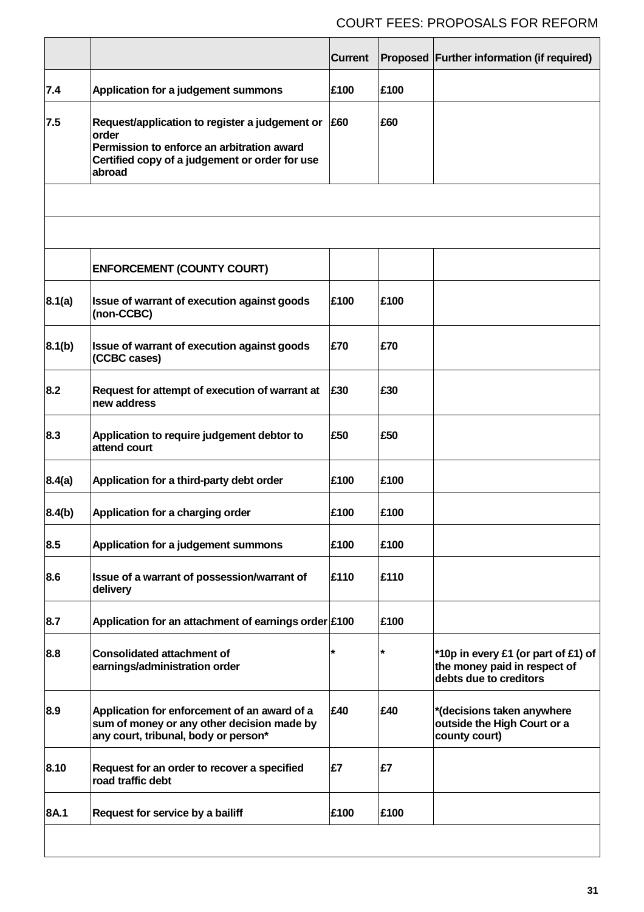| | | Current | Proposed | Further information (if required) |
|---|---|---|---|---|
| 7.4 | Application for a judgement summons | £100 | £100 | |
| 7.5 | Request/application to register a judgement or order<br>Permission to enforce an arbitration award<br>Certified copy of a judgement or order for use abroad | £60 | £60 | |
| | | | | |
| | | | | |
| | ENFORCEMENT (COUNTY COURT) | | | |
| 8.1(a) | Issue of warrant of execution against goods (non-CCBC) | £100 | £100 | |
| 8.1(b) | Issue of warrant of execution against goods (CCBC cases) | £70 | £70 | |
| 8.2 | Request for attempt of execution of warrant at new address | £30 | £30 | |
| 8.3 | Application to require judgement debtor to attend court | £50 | £50 | |
| 8.4(a) | Application for a third-party debt order | £100 | £100 | |
| 8.4(b) | Application for a charging order | £100 | £100 | |
| 8.5 | Application for a judgement summons | £100 | £100 | |
| 8.6 | Issue of a warrant of possession/warrant of delivery | £110 | £110 | |
| 8.7 | Application for an attachment of earnings order | £100 | £100 | |
| 8.8 | Consolidated attachment of earnings/administration order | * | * | *10p in every £1 (or part of £1) of the money paid in respect of debts due to creditors |
| 8.9 | Application for enforcement of an award of a sum of money or any other decision made by any court, tribunal, body or person* | £40 | £40 | *(decisions taken anywhere outside the High Court or a county court) |
| 8.10 | Request for an order to recover a specified road traffic debt | £7 | £7 | |
| 8A.1 | Request for service by a bailiff | £100 | £100 | |
| | | | | |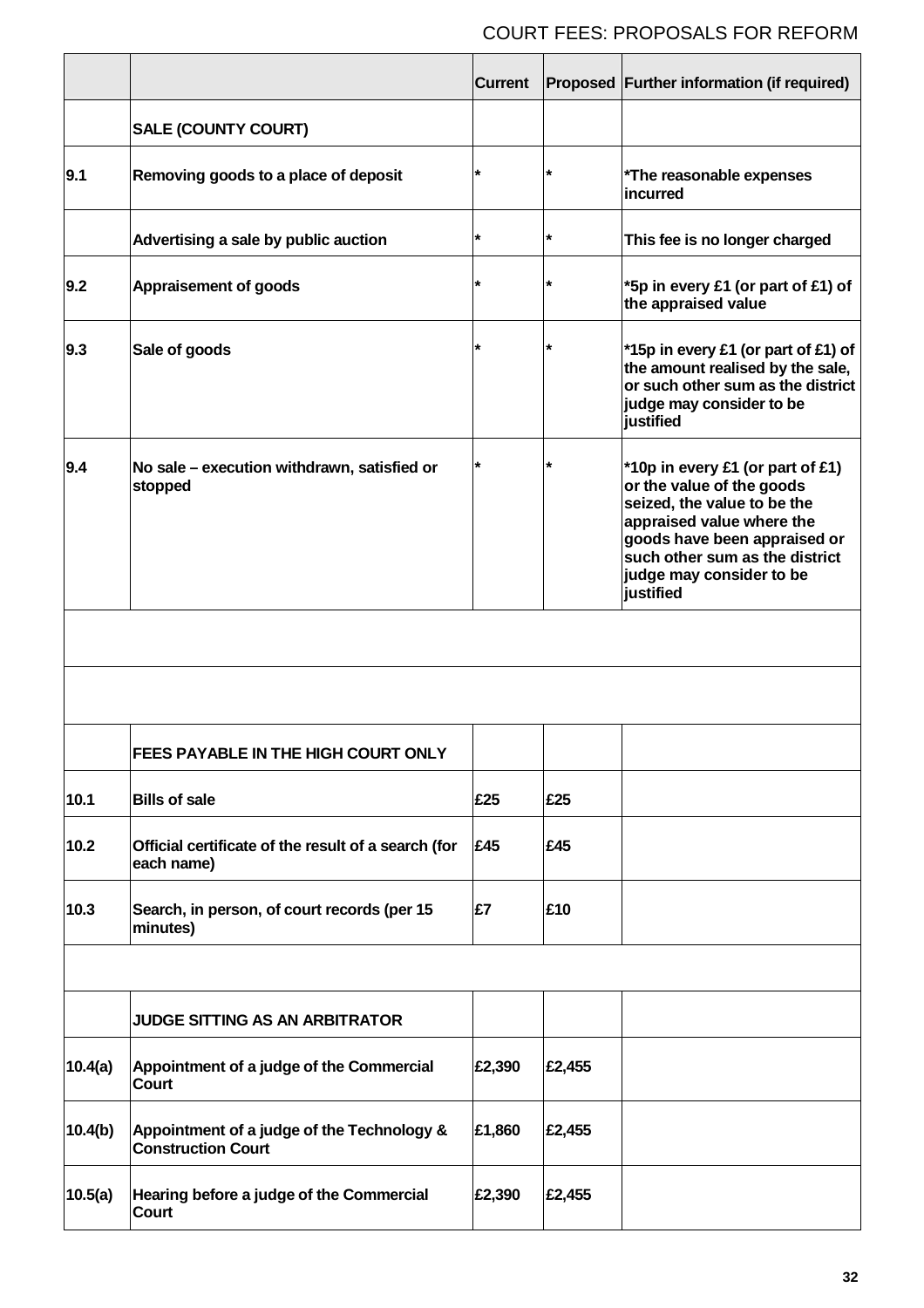| | | Current | Proposed | Further information (if required) |
|---|---|---|---|---|
| | **SALE (COUNTY COURT)** | | | |
| 9.1 | Removing goods to a place of deposit | * | * | *The reasonable expenses incurred |
| | Advertising a sale by public auction | * | * | This fee is no longer charged |
| 9.2 | Appraisement of goods | * | * | *5p in every £1 (or part of £1) of the appraised value |
| 9.3 | Sale of goods | * | * | *15p in every £1 (or part of £1) of the amount realised by the sale, or such other sum as the district judge may consider to be justified |
| 9.4 | No sale – execution withdrawn, satisfied or stopped | * | * | *10p in every £1 (or part of £1) or the value of the goods seized, the value to be the appraised value where the goods have been appraised or such other sum as the district judge may consider to be justified |
| | | | | |
| | | | | |
| | **FEES PAYABLE IN THE HIGH COURT ONLY** | | | |
| 10.1 | Bills of sale | £25 | £25 | |
| 10.2 | Official certificate of the result of a search (for each name) | £45 | £45 | |
| 10.3 | Search, in person, of court records (per 15 minutes) | £7 | £10 | |
| | | | | |
| | **JUDGE SITTING AS AN ARBITRATOR** | | | |
| 10.4(a) | Appointment of a judge of the Commercial Court | £2,390 | £2,455 | |
| 10.4(b) | Appointment of a judge of the Technology & Construction Court | £1,860 | £2,455 | |
| 10.5(a) | Hearing before a judge of the Commercial Court | £2,390 | £2,455 | |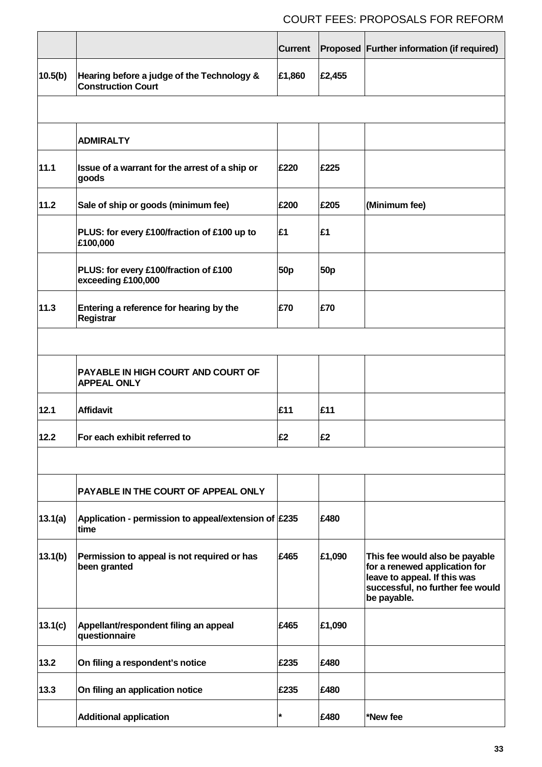| | | Current | Proposed | Further information (if required) |
|---|---|---|---|---|
| 10.5(b) | Hearing before a judge of the Technology & Construction Court | £1,860 | £2,455 | |
| | | | | |
| | ADMIRALTY | | | |
| 11.1 | Issue of a warrant for the arrest of a ship or goods | £220 | £225 | |
| 11.2 | Sale of ship or goods (minimum fee) | £200 | £205 | (Minimum fee) |
| | PLUS: for every £100/fraction of £100 up to £100,000 | £1 | £1 | |
| | PLUS: for every £100/fraction of £100 exceeding £100,000 | 50p | 50p | |
| 11.3 | Entering a reference for hearing by the Registrar | £70 | £70 | |
| | | | | |
| | PAYABLE IN HIGH COURT AND COURT OF APPEAL ONLY | | | |
| 12.1 | Affidavit | £11 | £11 | |
| 12.2 | For each exhibit referred to | £2 | £2 | |
| | | | | |
| | PAYABLE IN THE COURT OF APPEAL ONLY | | | |
| 13.1(a) | Application - permission to appeal/extension of time | £235 | £480 | |
| 13.1(b) | Permission to appeal is not required or has been granted | £465 | £1,090 | This fee would also be payable for a renewed application for leave to appeal. If this was successful, no further fee would be payable. |
| 13.1(c) | Appellant/respondent filing an appeal questionnaire | £465 | £1,090 | |
| 13.2 | On filing a respondent's notice | £235 | £480 | |
| 13.3 | On filing an application notice | £235 | £480 | |
| | Additional application | * | £480 | *New fee |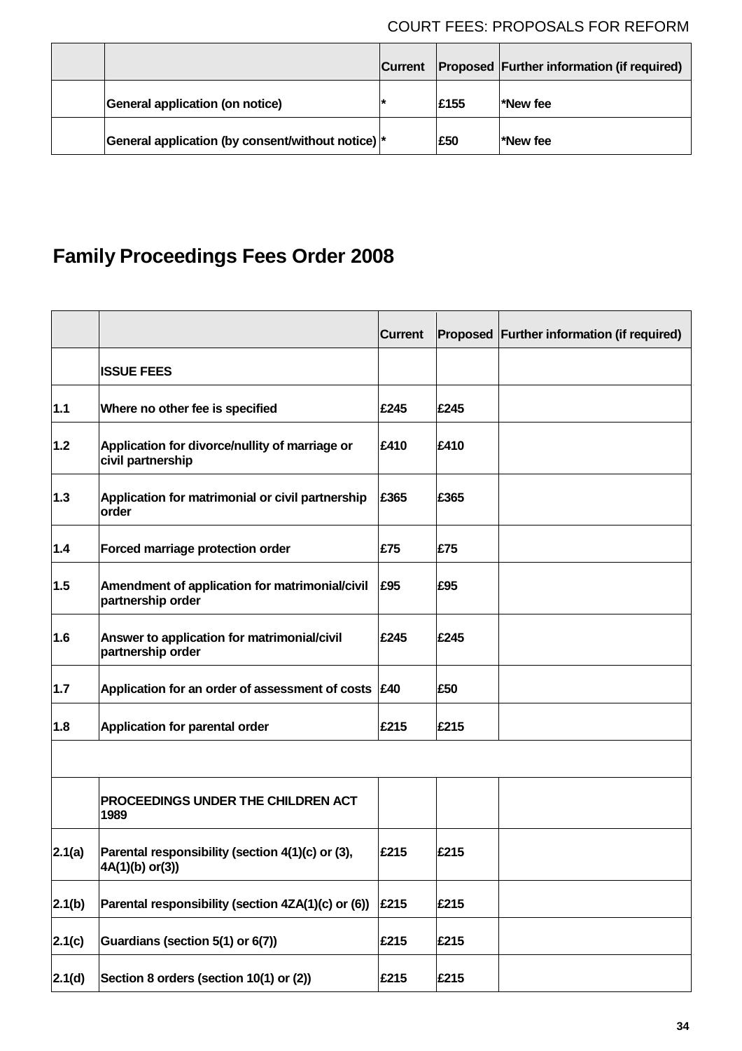|  |  | Current | Proposed | Further information (if required) |
|---|---|---|---|---|
|  | **General application (on notice)** | * | £155 | *New fee |
|  | **General application (by consent/without notice)** | * | £50 | *New fee |

## Family Proceedings Fees Order 2008

|  |  | Current | Proposed | Further information (if required) |
|---|---|---|---|---|
|  | **ISSUE FEES** |  |  |  |
| 1.1 | **Where no other fee is specified** | £245 | £245 |  |
| 1.2 | **Application for divorce/nullity of marriage or civil partnership** | £410 | £410 |  |
| 1.3 | **Application for matrimonial or civil partnership order** | £365 | £365 |  |
| 1.4 | **Forced marriage protection order** | £75 | £75 |  |
| 1.5 | **Amendment of application for matrimonial/civil partnership order** | £95 | £95 |  |
| 1.6 | **Answer to application for matrimonial/civil partnership order** | £245 | £245 |  |
| 1.7 | **Application for an order of assessment of costs** | £40 | £50 |  |
| 1.8 | **Application for parental order** | £215 | £215 |  |
|  |  |  |  |  |
|  | **PROCEEDINGS UNDER THE CHILDREN ACT 1989** |  |  |  |
| 2.1(a) | **Parental responsibility (section 4(1)(c) or (3), 4A(1)(b) or(3))** | £215 | £215 |  |
| 2.1(b) | **Parental responsibility (section 4ZA(1)(c) or (6))** | £215 | £215 |  |
| 2.1(c) | **Guardians (section 5(1) or 6(7))** | £215 | £215 |  |
| 2.1(d) | **Section 8 orders (section 10(1) or (2))** | £215 | £215 |  |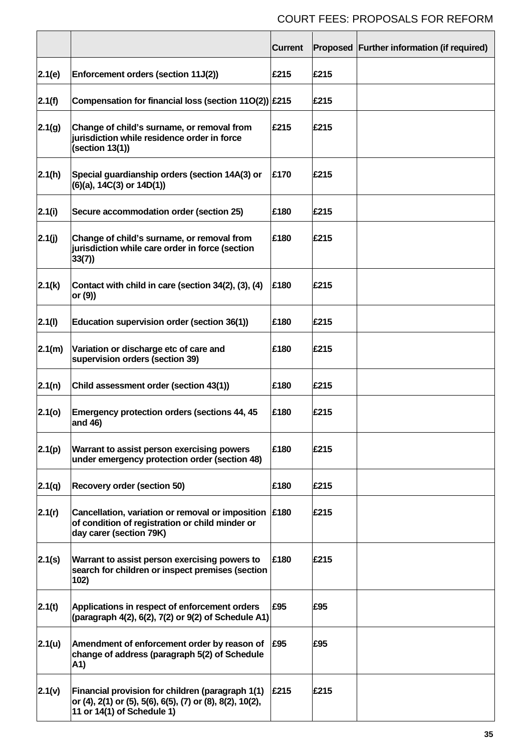| | | Current | Proposed | Further information (if required) |
|---|---|---|---|---|
| 2.1(e) | Enforcement orders (section 11J(2)) | £215 | £215 | |
| 2.1(f) | Compensation for financial loss (section 11O(2)) | £215 | £215 | |
| 2.1(g) | Change of child's surname, or removal from jurisdiction while residence order in force (section 13(1)) | £215 | £215 | |
| 2.1(h) | Special guardianship orders (section 14A(3) or (6)(a), 14C(3) or 14D(1)) | £170 | £215 | |
| 2.1(i) | Secure accommodation order (section 25) | £180 | £215 | |
| 2.1(j) | Change of child's surname, or removal from jurisdiction while care order in force (section 33(7)) | £180 | £215 | |
| 2.1(k) | Contact with child in care (section 34(2), (3), (4) or (9)) | £180 | £215 | |
| 2.1(l) | Education supervision order (section 36(1)) | £180 | £215 | |
| 2.1(m) | Variation or discharge etc of care and supervision orders (section 39) | £180 | £215 | |
| 2.1(n) | Child assessment order (section 43(1)) | £180 | £215 | |
| 2.1(o) | Emergency protection orders (sections 44, 45 and 46) | £180 | £215 | |
| 2.1(p) | Warrant to assist person exercising powers under emergency protection order (section 48) | £180 | £215 | |
| 2.1(q) | Recovery order (section 50) | £180 | £215 | |
| 2.1(r) | Cancellation, variation or removal or imposition of condition of registration or child minder or day carer (section 79K) | £180 | £215 | |
| 2.1(s) | Warrant to assist person exercising powers to search for children or inspect premises (section 102) | £180 | £215 | |
| 2.1(t) | Applications in respect of enforcement orders (paragraph 4(2), 6(2), 7(2) or 9(2) of Schedule A1) | £95 | £95 | |
| 2.1(u) | Amendment of enforcement order by reason of change of address (paragraph 5(2) of Schedule A1) | £95 | £95 | |
| 2.1(v) | Financial provision for children (paragraph 1(1) or (4), 2(1) or (5), 5(6), 6(5), (7) or (8), 8(2), 10(2), 11 or 14(1) of Schedule 1) | £215 | £215 | |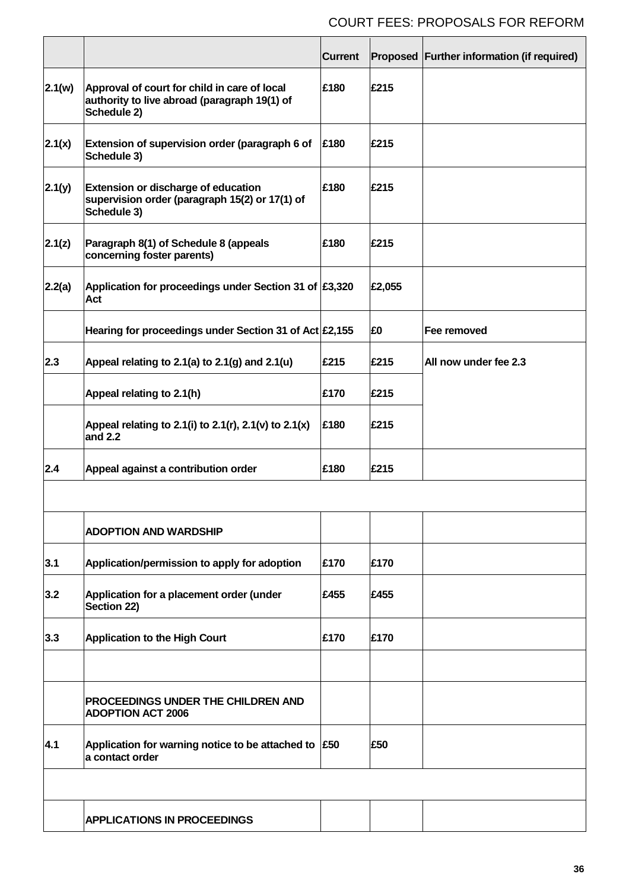| | | Current | Proposed | Further information (if required) |
|---|---|---|---|---|
| 2.1(w) | Approval of court for child in care of local authority to live abroad (paragraph 19(1) of Schedule 2) | £180 | £215 | |
| 2.1(x) | Extension of supervision order (paragraph 6 of Schedule 3) | £180 | £215 | |
| 2.1(y) | Extension or discharge of education supervision order (paragraph 15(2) or 17(1) of Schedule 3) | £180 | £215 | |
| 2.1(z) | Paragraph 8(1) of Schedule 8 (appeals concerning foster parents) | £180 | £215 | |
| 2.2(a) | Application for proceedings under Section 31 of Act | £3,320 | £2,055 | |
| | Hearing for proceedings under Section 31 of Act | £2,155 | £0 | Fee removed |
| 2.3 | Appeal relating to 2.1(a) to 2.1(g) and 2.1(u) | £215 | £215 | All now under fee 2.3 |
| | Appeal relating to 2.1(h) | £170 | £215 | |
| | Appeal relating to 2.1(i) to 2.1(r), 2.1(v) to 2.1(x) and 2.2 | £180 | £215 | |
| 2.4 | Appeal against a contribution order | £180 | £215 | |
| | | | | |
| | ADOPTION AND WARDSHIP | | | |
| 3.1 | Application/permission to apply for adoption | £170 | £170 | |
| 3.2 | Application for a placement order (under Section 22) | £455 | £455 | |
| 3.3 | Application to the High Court | £170 | £170 | |
| | | | | |
| | PROCEEDINGS UNDER THE CHILDREN AND ADOPTION ACT 2006 | | | |
| 4.1 | Application for warning notice to be attached to a contact order | £50 | £50 | |
| | | | | |
| | APPLICATIONS IN PROCEEDINGS | | | |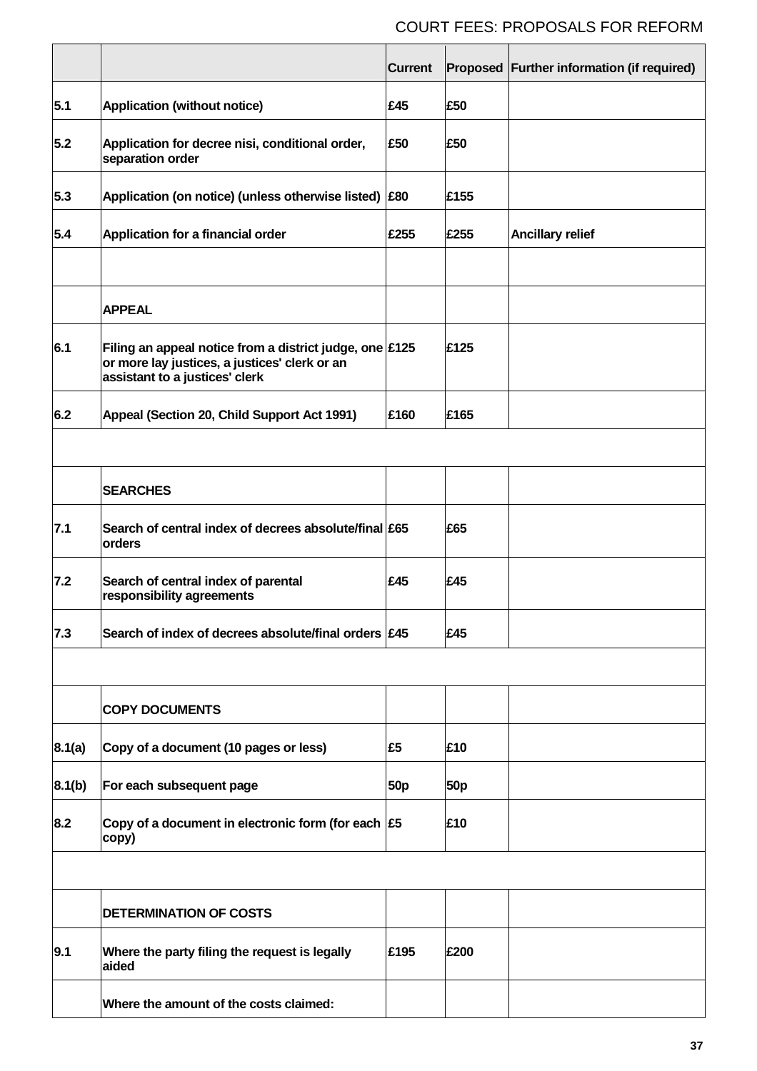| | | Current | Proposed | Further information (if required) |
|---|---|---|---|---|
| 5.1 | Application (without notice) | £45 | £50 | |
| 5.2 | Application for decree nisi, conditional order, separation order | £50 | £50 | |
| 5.3 | Application (on notice) (unless otherwise listed) | £80 | £155 | |
| 5.4 | Application for a financial order | £255 | £255 | Ancillary relief |
| | | | | |
| | APPEAL | | | |
| 6.1 | Filing an appeal notice from a district judge, one or more lay justices, a justices' clerk or an assistant to a justices' clerk | £125 | £125 | |
| 6.2 | Appeal (Section 20, Child Support Act 1991) | £160 | £165 | |
| | | | | |
| | SEARCHES | | | |
| 7.1 | Search of central index of decrees absolute/final orders | £65 | £65 | |
| 7.2 | Search of central index of parental responsibility agreements | £45 | £45 | |
| 7.3 | Search of index of decrees absolute/final orders | £45 | £45 | |
| | | | | |
| | COPY DOCUMENTS | | | |
| 8.1(a) | Copy of a document (10 pages or less) | £5 | £10 | |
| 8.1(b) | For each subsequent page | 50p | 50p | |
| 8.2 | Copy of a document in electronic form (for each copy) | £5 | £10 | |
| | | | | |
| | DETERMINATION OF COSTS | | | |
| 9.1 | Where the party filing the request is legally aided | £195 | £200 | |
| | Where the amount of the costs claimed: | | | |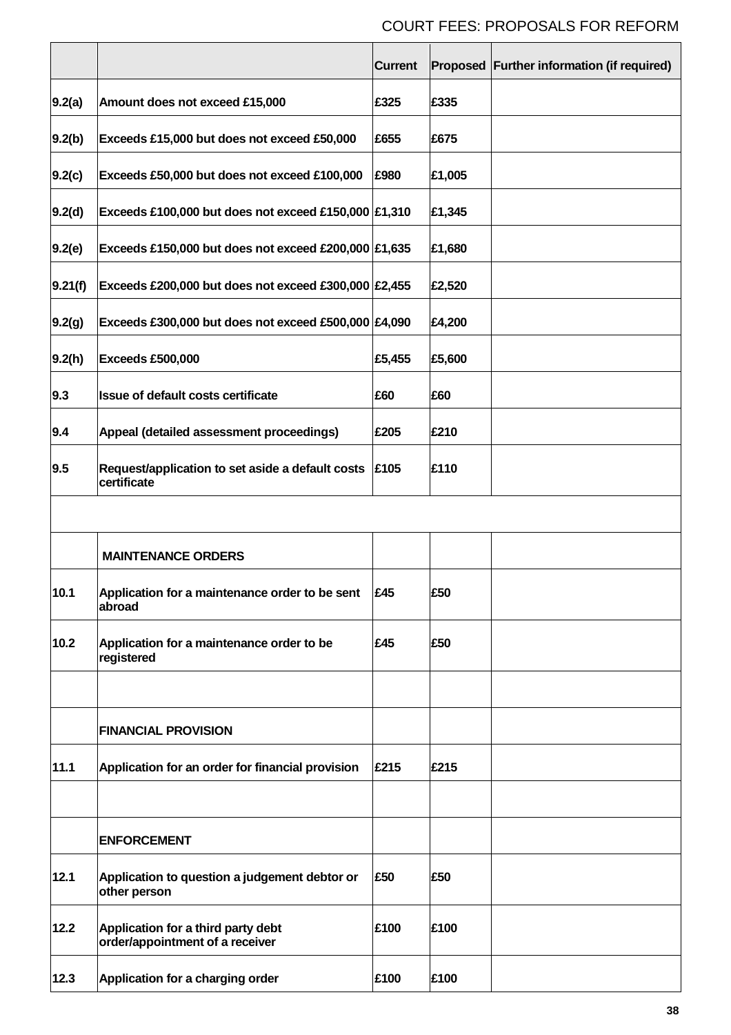| | | Current | Proposed | Further information (if required) |
|---|---|---|---|---|
| 9.2(a) | Amount does not exceed £15,000 | £325 | £335 | |
| 9.2(b) | Exceeds £15,000 but does not exceed £50,000 | £655 | £675 | |
| 9.2(c) | Exceeds £50,000 but does not exceed £100,000 | £980 | £1,005 | |
| 9.2(d) | Exceeds £100,000 but does not exceed £150,000 | £1,310 | £1,345 | |
| 9.2(e) | Exceeds £150,000 but does not exceed £200,000 | £1,635 | £1,680 | |
| 9.21(f) | Exceeds £200,000 but does not exceed £300,000 | £2,455 | £2,520 | |
| 9.2(g) | Exceeds £300,000 but does not exceed £500,000 | £4,090 | £4,200 | |
| 9.2(h) | Exceeds £500,000 | £5,455 | £5,600 | |
| 9.3 | Issue of default costs certificate | £60 | £60 | |
| 9.4 | Appeal (detailed assessment proceedings) | £205 | £210 | |
| 9.5 | Request/application to set aside a default costs certificate | £105 | £110 | |
| | | | | |
| | **MAINTENANCE ORDERS** | | | |
| 10.1 | Application for a maintenance order to be sent abroad | £45 | £50 | |
| 10.2 | Application for a maintenance order to be registered | £45 | £50 | |
| | | | | |
| | **FINANCIAL PROVISION** | | | |
| 11.1 | Application for an order for financial provision | £215 | £215 | |
| | | | | |
| | **ENFORCEMENT** | | | |
| 12.1 | Application to question a judgement debtor or other person | £50 | £50 | |
| 12.2 | Application for a third party debt order/appointment of a receiver | £100 | £100 | |
| 12.3 | Application for a charging order | £100 | £100 | |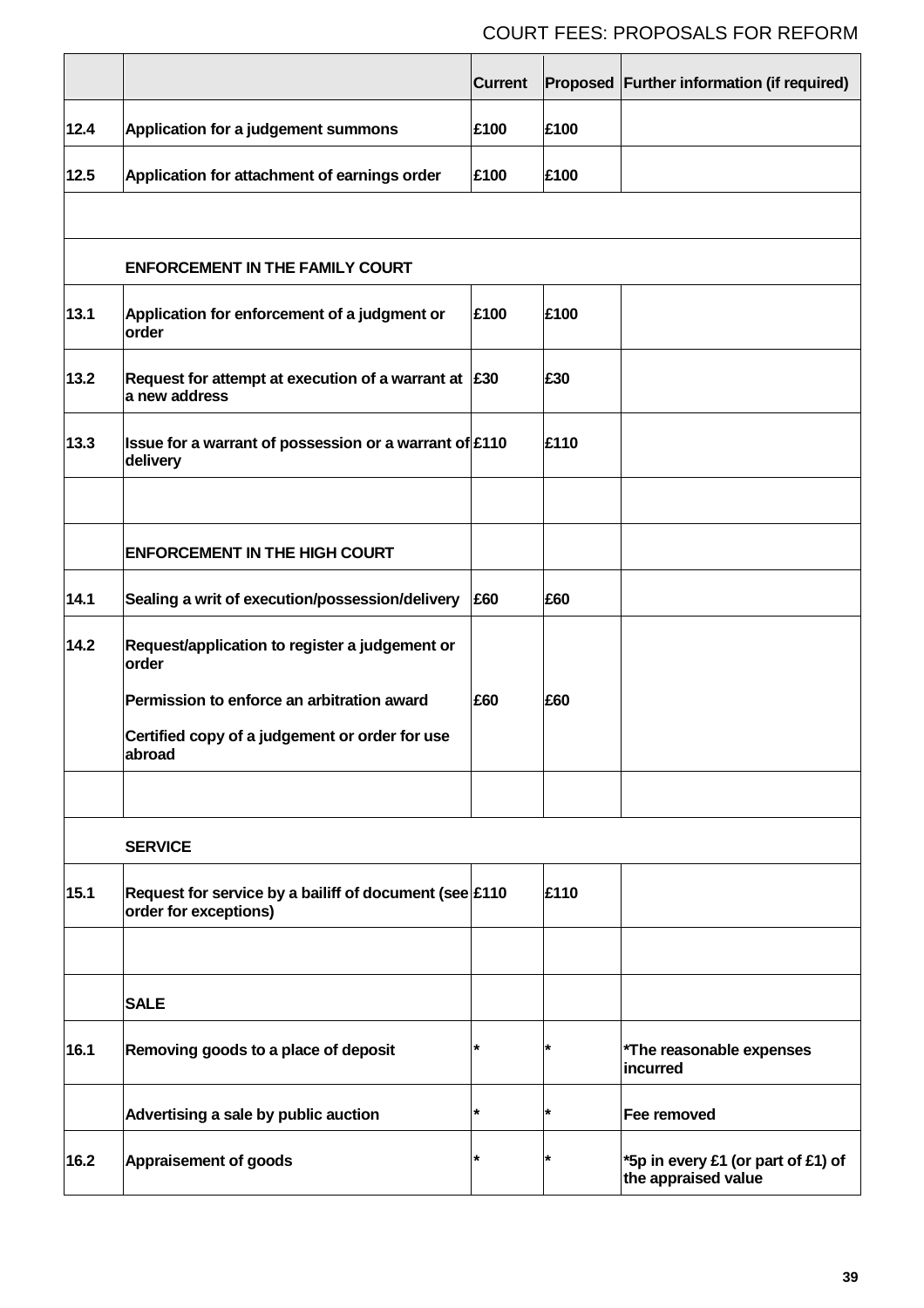| | | Current | Proposed | Further information (if required) |
|---|---|---|---|---|
| 12.4 | Application for a judgement summons | £100 | £100 | |
| 12.5 | Application for attachment of earnings order | £100 | £100 | |
| | | | | |
| | **ENFORCEMENT IN THE FAMILY COURT** | | | |
| 13.1 | Application for enforcement of a judgment or order | £100 | £100 | |
| 13.2 | Request for attempt at execution of a warrant at a new address | £30 | £30 | |
| 13.3 | Issue for a warrant of possession or a warrant of delivery | £110 | £110 | |
| | | | | |
| | **ENFORCEMENT IN THE HIGH COURT** | | | |
| 14.1 | Sealing a writ of execution/possession/delivery | £60 | £60 | |
| 14.2 | Request/application to register a judgement or order<br><br>Permission to enforce an arbitration award<br><br>Certified copy of a judgement or order for use abroad | £60 | £60 | |
| | | | | |
| | **SERVICE** | | | |
| 15.1 | Request for service by a bailiff of document (see order for exceptions) | £110 | £110 | |
| | | | | |
| | **SALE** | | | |
| 16.1 | Removing goods to a place of deposit | * | * | *The reasonable expenses incurred |
| | Advertising a sale by public auction | * | * | Fee removed |
| 16.2 | Appraisement of goods | * | * | *5p in every £1 (or part of £1) of the appraised value |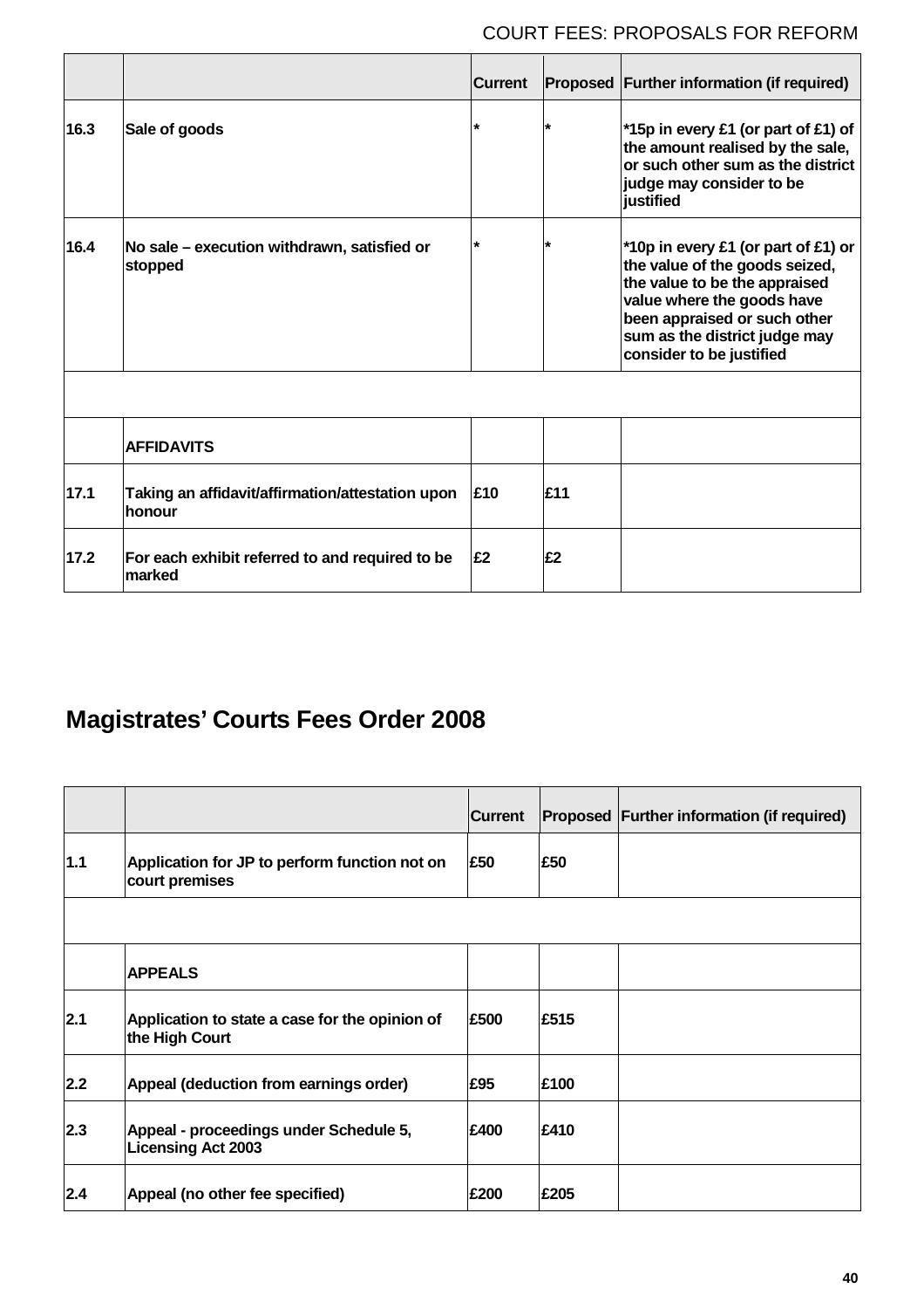| | | Current | Proposed | Further information (if required) |
|---|---|---|---|---|
| 16.3 | Sale of goods | * | * | *15p in every £1 (or part of £1) of the amount realised by the sale, or such other sum as the district judge may consider to be justified |
| 16.4 | No sale – execution withdrawn, satisfied or stopped | * | * | *10p in every £1 (or part of £1) or the value of the goods seized, the value to be the appraised value where the goods have been appraised or such other sum as the district judge may consider to be justified |
| | | | | |
| | **AFFIDAVITS** | | | |
| 17.1 | Taking an affidavit/affirmation/attestation upon honour | £10 | £11 | |
| 17.2 | For each exhibit referred to and required to be marked | £2 | £2 | |

## Magistrates' Courts Fees Order 2008

| | | Current | Proposed | Further information (if required) |
|---|---|---|---|---|
| 1.1 | Application for JP to perform function not on court premises | £50 | £50 | |
| | | | | |
| | **APPEALS** | | | |
| 2.1 | Application to state a case for the opinion of the High Court | £500 | £515 | |
| 2.2 | Appeal (deduction from earnings order) | £95 | £100 | |
| 2.3 | Appeal - proceedings under Schedule 5, Licensing Act 2003 | £400 | £410 | |
| 2.4 | Appeal (no other fee specified) | £200 | £205 | |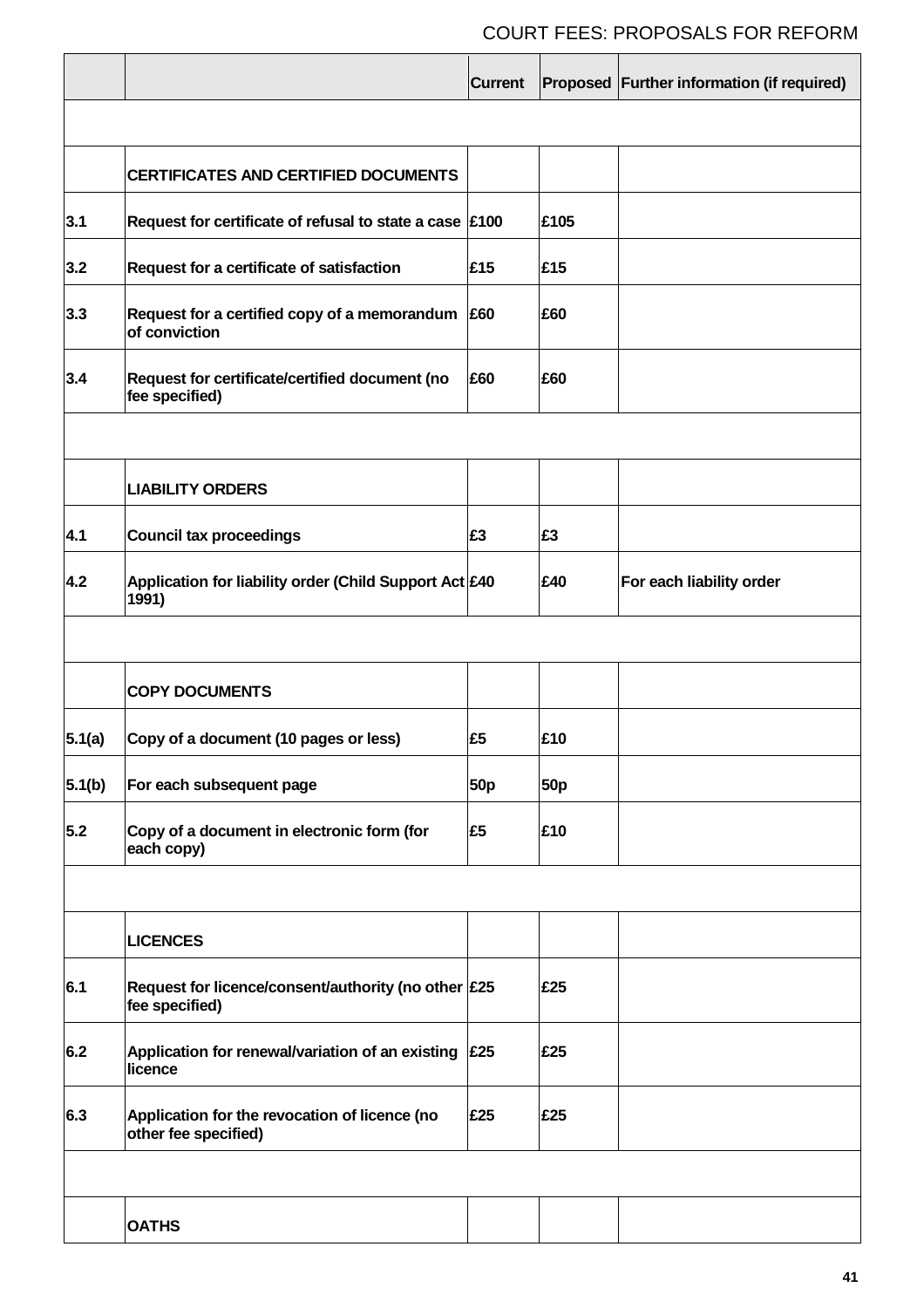| | | Current | Proposed | Further information (if required) |
|---|---|---|---|---|
| | | | | |
| | **CERTIFICATES AND CERTIFIED DOCUMENTS** | | | |
| **3.1** | **Request for certificate of refusal to state a case** | **£100** | **£105** | |
| **3.2** | **Request for a certificate of satisfaction** | **£15** | **£15** | |
| **3.3** | **Request for a certified copy of a memorandum of conviction** | **£60** | **£60** | |
| **3.4** | **Request for certificate/certified document (no fee specified)** | **£60** | **£60** | |
| | | | | |
| | **LIABILITY ORDERS** | | | |
| **4.1** | **Council tax proceedings** | **£3** | **£3** | |
| **4.2** | **Application for liability order (Child Support Act 1991)** | **£40** | **£40** | **For each liability order** |
| | | | | |
| | **COPY DOCUMENTS** | | | |
| **5.1(a)** | **Copy of a document (10 pages or less)** | **£5** | **£10** | |
| **5.1(b)** | **For each subsequent page** | **50p** | **50p** | |
| **5.2** | **Copy of a document in electronic form (for each copy)** | **£5** | **£10** | |
| | | | | |
| | **LICENCES** | | | |
| **6.1** | **Request for licence/consent/authority (no other fee specified)** | **£25** | **£25** | |
| **6.2** | **Application for renewal/variation of an existing licence** | **£25** | **£25** | |
| **6.3** | **Application for the revocation of licence (no other fee specified)** | **£25** | **£25** | |
| | | | | |
| | **OATHS** | | | |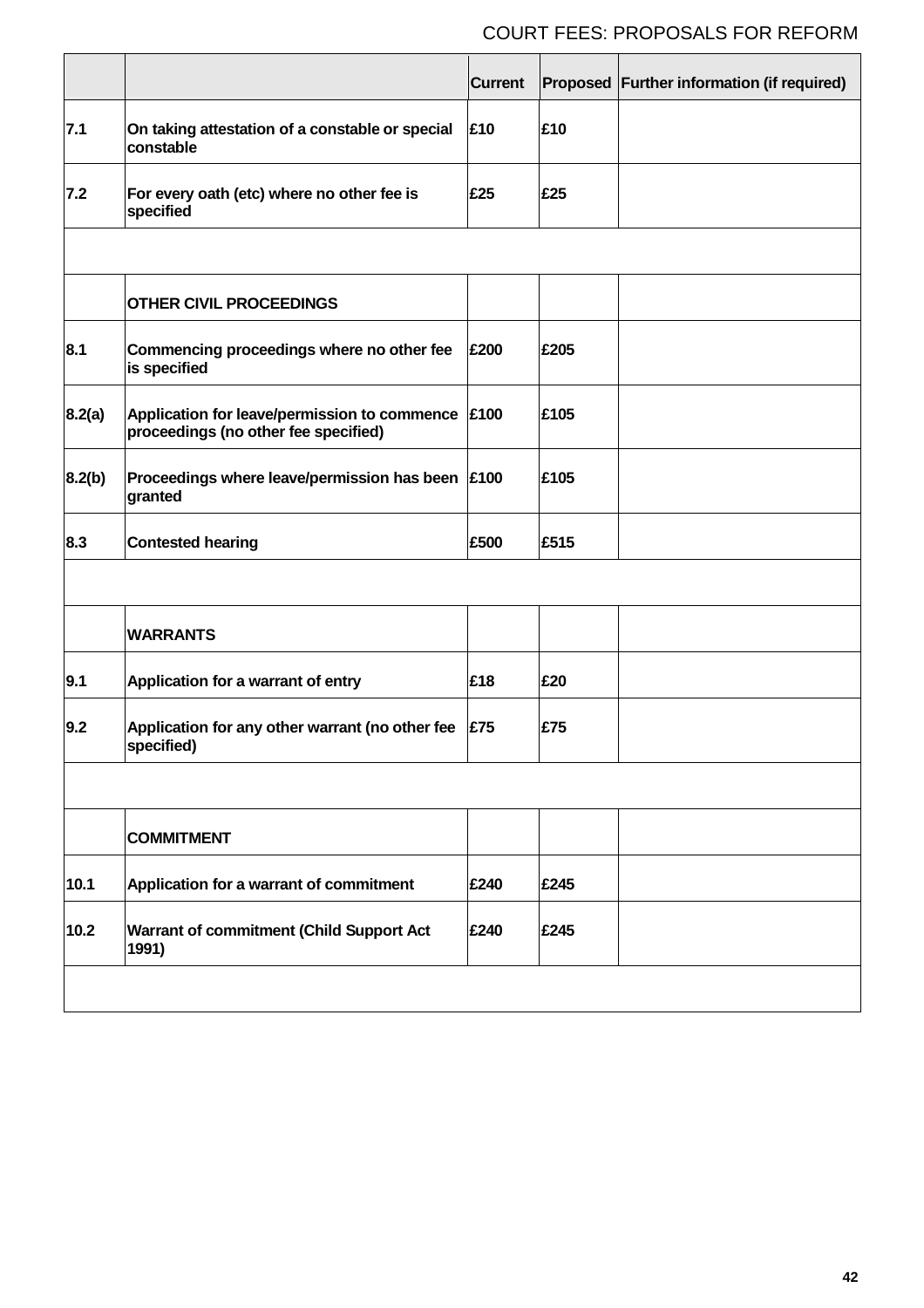| | | Current | Proposed | Further information (if required) |
|---|---|---|---|---|
| 7.1 | On taking attestation of a constable or special constable | £10 | £10 | |
| 7.2 | For every oath (etc) where no other fee is specified | £25 | £25 | |
| | | | | |
| | OTHER CIVIL PROCEEDINGS | | | |
| 8.1 | Commencing proceedings where no other fee is specified | £200 | £205 | |
| 8.2(a) | Application for leave/permission to commence proceedings (no other fee specified) | £100 | £105 | |
| 8.2(b) | Proceedings where leave/permission has been granted | £100 | £105 | |
| 8.3 | Contested hearing | £500 | £515 | |
| | | | | |
| | WARRANTS | | | |
| 9.1 | Application for a warrant of entry | £18 | £20 | |
| 9.2 | Application for any other warrant (no other fee specified) | £75 | £75 | |
| | | | | |
| | COMMITMENT | | | |
| 10.1 | Application for a warrant of commitment | £240 | £245 | |
| 10.2 | Warrant of commitment (Child Support Act 1991) | £240 | £245 | |
| | | | | |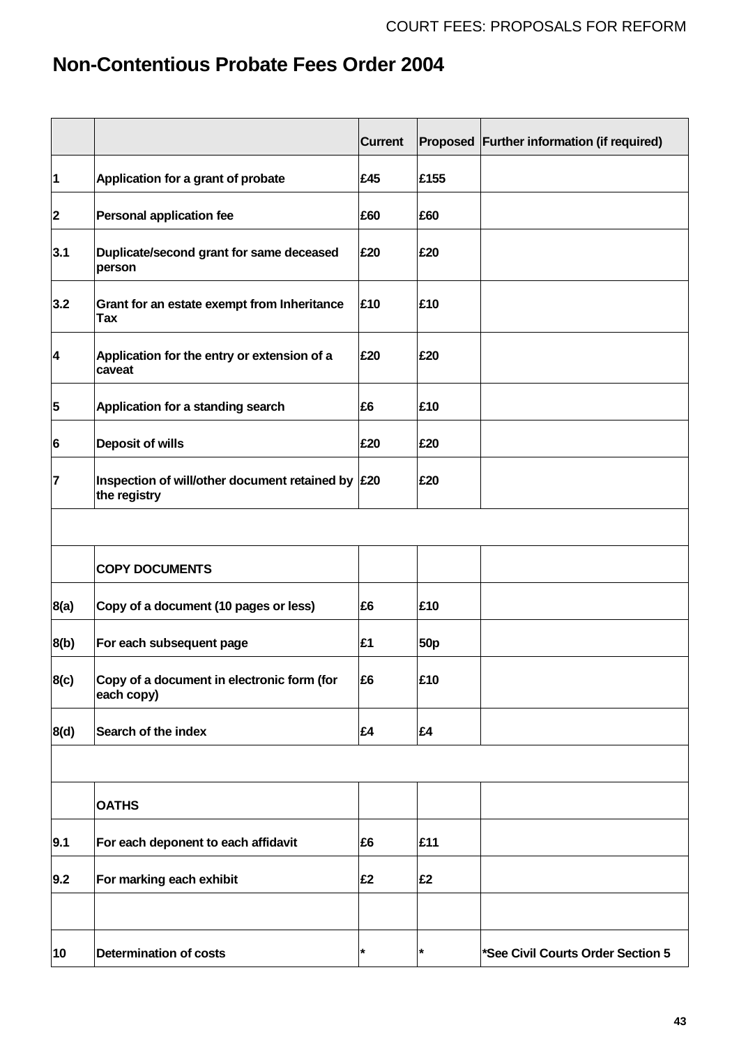## Non-Contentious Probate Fees Order 2004

| | | Current | Proposed | Further information (if required) |
|---|---|---|---|---|
| 1 | Application for a grant of probate | £45 | £155 | |
| 2 | Personal application fee | £60 | £60 | |
| 3.1 | Duplicate/second grant for same deceased person | £20 | £20 | |
| 3.2 | Grant for an estate exempt from Inheritance Tax | £10 | £10 | |
| 4 | Application for the entry or extension of a caveat | £20 | £20 | |
| 5 | Application for a standing search | £6 | £10 | |
| 6 | Deposit of wills | £20 | £20 | |
| 7 | Inspection of will/other document retained by the registry | £20 | £20 | |
| | | | | |
| | COPY DOCUMENTS | | | |
| 8(a) | Copy of a document (10 pages or less) | £6 | £10 | |
| 8(b) | For each subsequent page | £1 | 50p | |
| 8(c) | Copy of a document in electronic form (for each copy) | £6 | £10 | |
| 8(d) | Search of the index | £4 | £4 | |
| | | | | |
| | OATHS | | | |
| 9.1 | For each deponent to each affidavit | £6 | £11 | |
| 9.2 | For marking each exhibit | £2 | £2 | |
| | | | | |
| 10 | Determination of costs | * | * | *See Civil Courts Order Section 5 |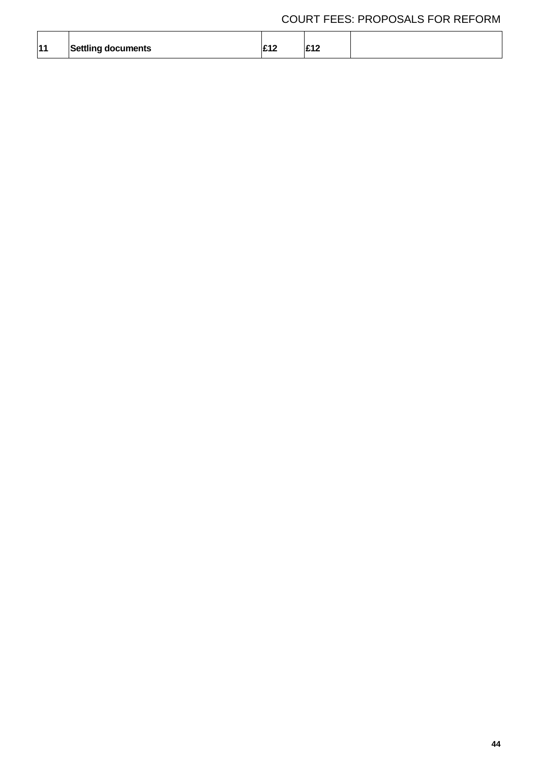| 11 | Settling documents | £12 | £12 | |
|---|---|---|---|---|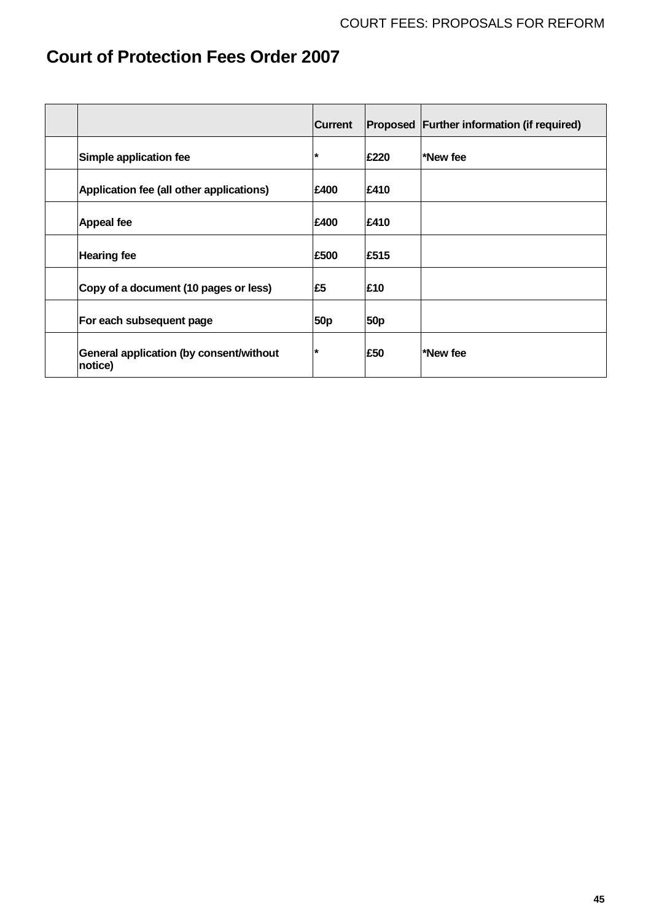## Court of Protection Fees Order 2007

| | | Current | Proposed | Further information (if required) |
|---|---|---|---|---|
| | Simple application fee | * | £220 | *New fee |
| | Application fee (all other applications) | £400 | £410 | |
| | Appeal fee | £400 | £410 | |
| | Hearing fee | £500 | £515 | |
| | Copy of a document (10 pages or less) | £5 | £10 | |
| | For each subsequent page | 50p | 50p | |
| | General application (by consent/without notice) | * | £50 | *New fee |